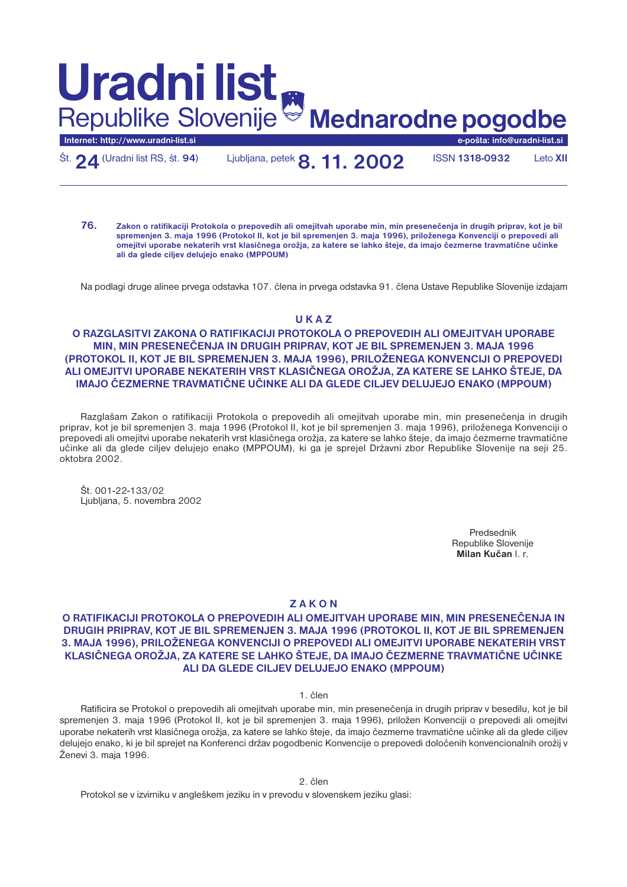# Uradni list Republike Slovenije Mednarodne pogodbe

Internet: http://www.uradni-list.si | e-pošta: info@uradni-list.si

Št. **24** (Uradni list RS, št. **94**) Ljubljana, petek **8. 11. 2002** ISSN **1318-0932** Leto **XII**

---

**76.** **Zakon o ratifikaciji Protokola o prepovedih ali omejitvah uporabe min, min presenečenja in drugih priprav, kot je bil spremenjen 3. maja 1996 (Protokol II, kot je bil spremenjen 3. maja 1996), priloženega Konvenciji o prepovedi ali omejitvi uporabe nekaterih vrst klasičnega orožja, za katere se lahko šteje, da imajo čezmerne travmatične učinke ali da glede ciljev delujejo enako (MPPOUM)**

Na podlagi druge alinee prvega odstavka 107. člena in prvega odstavka 91. člena Ustave Republike Slovenije izdajam

## U K A Z
## O RAZGLASITVI ZAKONA O RATIFIKACIJI PROTOKOLA O PREPOVEDIH ALI OMEJITVAH UPORABE MIN, MIN PRESENEČENJA IN DRUGIH PRIPRAV, KOT JE BIL SPREMENJEN 3. MAJA 1996 (PROTOKOL II, KOT JE BIL SPREMENJEN 3. MAJA 1996), PRILOŽENEGA KONVENCIJI O PREPOVEDI ALI OMEJITVI UPORABE NEKATERIH VRST KLASIČNEGA OROŽJA, ZA KATERE SE LAHKO ŠTEJE, DA IMAJO ČEZMERNE TRAVMATIČNE UČINKE ALI DA GLEDE CILJEV DELUJEJO ENAKO (MPPOUM)

Razglašam Zakon o ratifikaciji Protokola o prepovedih ali omejitvah uporabe min, min presenečenja in drugih priprav, kot je bil spremenjen 3. maja 1996 (Protokol II, kot je bil spremenjen 3. maja 1996), priloženega Konvenciji o prepovedi ali omejitvi uporabe nekaterih vrst klasičnega orožja, za katere se lahko šteje, da imajo čezmerne travmatične učinke ali da glede ciljev delujejo enako (MPPOUM), ki ga je sprejel Državni zbor Republike Slovenije na seji 25. oktobra 2002.

Št. 001-22-133/02
Ljubljana, 5. novembra 2002

Predsednik
Republike Slovenije
**Milan Kučan** l. r.

## Z A K O N
## O RATIFIKACIJI PROTOKOLA O PREPOVEDIH ALI OMEJITVAH UPORABE MIN, MIN PRESENEČENJA IN DRUGIH PRIPRAV, KOT JE BIL SPREMENJEN 3. MAJA 1996 (PROTOKOL II, KOT JE BIL SPREMENJEN 3. MAJA 1996), PRILOŽENEGA KONVENCIJI O PREPOVEDI ALI OMEJITVI UPORABE NEKATERIH VRST KLASIČNEGA OROŽJA, ZA KATERE SE LAHKO ŠTEJE, DA IMAJO ČEZMERNE TRAVMATIČNE UČINKE ALI DA GLEDE CILJEV DELUJEJO ENAKO (MPPOUM)

1. člen

Ratificira se Protokol o prepovedih ali omejitvah uporabe min, min presenečenja in drugih priprav v besedilu, kot je bil spremenjen 3. maja 1996 (Protokol II, kot je bil spremenjen 3. maja 1996), priložen Konvenciji o prepovedi ali omejitvi uporabe nekaterih vrst klasičnega orožja, za katere se lahko šteje, da imajo čezmerne travmatične učinke ali da glede ciljev delujejo enako, ki je bil sprejet na Konferenci držav pogodbenic Konvencije o prepovedi določenih konvencionalnih orožij v Ženevi 3. maja 1996.

2. člen

Protokol se v izvirniku v angleškem jeziku in v prevodu v slovenskem jeziku glasi: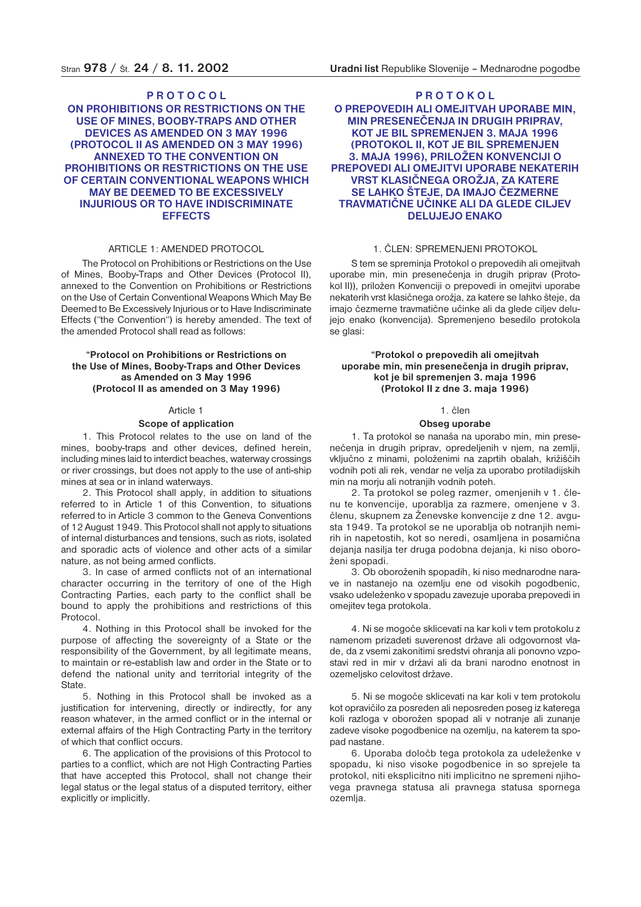# PROTOCOL

## ON PROHIBITIONS OR RESTRICTIONS ON THE USE OF MINES, BOOBY-TRAPS AND OTHER DEVICES AS AMENDED ON 3 MAY 1996 (PROTOCOL II AS AMENDED ON 3 MAY 1996) ANNEXED TO THE CONVENTION ON PROHIBITIONS OR RESTRICTIONS ON THE USE OF CERTAIN CONVENTIONAL WEAPONS WHICH MAY BE DEEMED TO BE EXCESSIVELY INJURIOUS OR TO HAVE INDISCRIMINATE EFFECTS

ARTICLE 1: AMENDED PROTOCOL

The Protocol on Prohibitions or Restrictions on the Use of Mines, Booby-Traps and Other Devices (Protocol II), annexed to the Convention on Prohibitions or Restrictions on the Use of Certain Conventional Weapons Which May Be Deemed to Be Excessively Injurious or to Have Indiscriminate Effects ("the Convention") is hereby amended. The text of the amended Protocol shall read as follows:

**"Protocol on Prohibitions or Restrictions on the Use of Mines, Booby-Traps and Other Devices as Amended on 3 May 1996 (Protocol II as amended on 3 May 1996)**

Article 1

**Scope of application**

1. This Protocol relates to the use on land of the mines, booby-traps and other devices, defined herein, including mines laid to interdict beaches, waterway crossings or river crossings, but does not apply to the use of anti-ship mines at sea or in inland waterways.

2. This Protocol shall apply, in addition to situations referred to in Article 1 of this Convention, to situations referred to in Article 3 common to the Geneva Conventions of 12 August 1949. This Protocol shall not apply to situations of internal disturbances and tensions, such as riots, isolated and sporadic acts of violence and other acts of a similar nature, as not being armed conflicts.

3. In case of armed conflicts not of an international character occurring in the territory of one of the High Contracting Parties, each party to the conflict shall be bound to apply the prohibitions and restrictions of this Protocol.

4. Nothing in this Protocol shall be invoked for the purpose of affecting the sovereignty of a State or the responsibility of the Government, by all legitimate means, to maintain or re-establish law and order in the State or to defend the national unity and territorial integrity of the State.

5. Nothing in this Protocol shall be invoked as a justification for intervening, directly or indirectly, for any reason whatever, in the armed conflict or in the internal or external affairs of the High Contracting Party in the territory of which that conflict occurs.

6. The application of the provisions of this Protocol to parties to a conflict, which are not High Contracting Parties that have accepted this Protocol, shall not change their legal status or the legal status of a disputed territory, either explicitly or implicitly.

# PROTOKOL

## O PREPOVEDIH ALI OMEJITVAH UPORABE MIN, MIN PRESENEČENJA IN DRUGIH PRIPRAV, KOT JE BIL SPREMENJEN 3. MAJA 1996 (PROTOKOL II, KOT JE BIL SPREMENJEN 3. MAJA 1996), PRILOŽEN KONVENCIJI O PREPOVEDI ALI OMEJITVI UPORABE NEKATERIH VRST KLASIČNEGA OROŽJA, ZA KATERE SE LAHKO ŠTEJE, DA IMAJO ČEZMERNE TRAVMATIČNE UČINKE ALI DA GLEDE CILJEV DELUJEJO ENAKO

1. ČLEN: SPREMENJENI PROTOKOL

S tem se spreminja Protokol o prepovedih ali omejitvah uporabe min, min presenečenja in drugih priprav (Protokol II)), priložen Konvenciji o prepovedi in omejitvi uporabe nekaterih vrst klasičnega orožja, za katere se lahko šteje, da imajo čezmerne travmatične učinke ali da glede ciljev delujejo enako (konvencija). Spremenjeno besedilo protokola se glasi:

**"Protokol o prepovedih ali omejitvah uporabe min, min presenečenja in drugih priprav, kot je bil spremenjen 3. maja 1996 (Protokol II z dne 3. maja 1996)**

1. člen

**Obseg uporabe**

1. Ta protokol se nanaša na uporabo min, min presenečenja in drugih priprav, opredeljenih v njem, na zemlji, vključno z minami, položenimi na zaprtih obalah, križiščih vodnih poti ali rek, vendar ne velja za uporabo protiladijskih min na morju ali notranjih vodnih poteh.

2. Ta protokol se poleg razmer, omenjenih v 1. členu te konvencije, uporablja za razmere, omenjene v 3. členu, skupnem za Ženevske konvencije z dne 12. avgusta 1949. Ta protokol se ne uporablja ob notranjih nemirih in napetostih, kot so neredi, osamljena in posamična dejanja nasilja ter druga podobna dejanja, ki niso oboroženi spopadi.

3. Ob oboroženih spopadih, ki niso mednarodne narave in nastanejo na ozemlju ene od visokih pogodbenic, vsako udeleženko v spopadu zavezuje uporaba prepovedi in omejitev tega protokola.

4. Ni se mogoče sklicevati na kar koli v tem protokolu z namenom prizadeti suverenost države ali odgovornost vlade, da z vsemi zakonitimi sredstvi ohranja ali ponovno vzpostavi red in mir v državi ali da brani narodno enotnost in ozemeljsko celovitost države.

5. Ni se mogoče sklicevati na kar koli v tem protokolu kot opravičilo za posreden ali neposreden poseg iz katerega koli razloga v oborožen spopad ali v notranje ali zunanje zadeve visoke pogodbenice na ozemlju, na katerem ta spopad nastane.

6. Uporaba določb tega protokola za udeleženke v spopadu, ki niso visoke pogodbenice in so sprejele ta protokol, niti eksplicitno niti implicitno ne spremeni njihovega pravnega statusa ali pravnega statusa spornega ozemlja.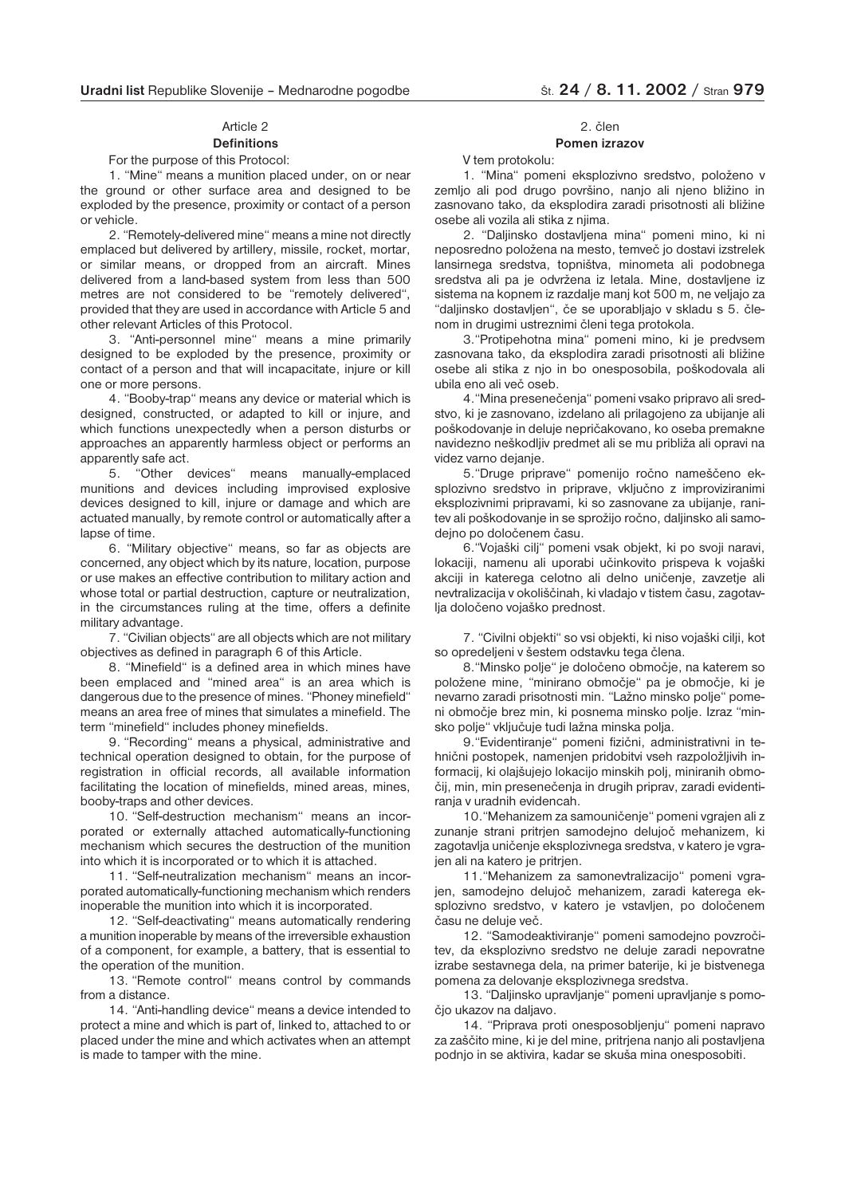## Article 2

### Definitions

For the purpose of this Protocol:

1. "Mine" means a munition placed under, on or near the ground or other surface area and designed to be exploded by the presence, proximity or contact of a person or vehicle.

2. "Remotely-delivered mine" means a mine not directly emplaced but delivered by artillery, missile, rocket, mortar, or similar means, or dropped from an aircraft. Mines delivered from a land-based system from less than 500 metres are not considered to be "remotely delivered", provided that they are used in accordance with Article 5 and other relevant Articles of this Protocol.

3. "Anti-personnel mine" means a mine primarily designed to be exploded by the presence, proximity or contact of a person and that will incapacitate, injure or kill one or more persons.

4. "Booby-trap" means any device or material which is designed, constructed, or adapted to kill or injure, and which functions unexpectedly when a person disturbs or approaches an apparently harmless object or performs an apparently safe act.

5. "Other devices" means manually-emplaced munitions and devices including improvised explosive devices designed to kill, injure or damage and which are actuated manually, by remote control or automatically after a lapse of time.

6. "Military objective" means, so far as objects are concerned, any object which by its nature, location, purpose or use makes an effective contribution to military action and whose total or partial destruction, capture or neutralization, in the circumstances ruling at the time, offers a definite military advantage.

7. "Civilian objects" are all objects which are not military objectives as defined in paragraph 6 of this Article.

8. "Minefield" is a defined area in which mines have been emplaced and "mined area" is an area which is dangerous due to the presence of mines. "Phoney minefield" means an area free of mines that simulates a minefield. The term "minefield" includes phoney minefields.

9. "Recording" means a physical, administrative and technical operation designed to obtain, for the purpose of registration in official records, all available information facilitating the location of minefields, mined areas, mines, booby-traps and other devices.

10. "Self-destruction mechanism" means an incorporated or externally attached automatically-functioning mechanism which secures the destruction of the munition into which it is incorporated or to which it is attached.

11. "Self-neutralization mechanism" means an incorporated automatically-functioning mechanism which renders inoperable the munition into which it is incorporated.

12. "Self-deactivating" means automatically rendering a munition inoperable by means of the irreversible exhaustion of a component, for example, a battery, that is essential to the operation of the munition.

13. "Remote control" means control by commands from a distance.

14. "Anti-handling device" means a device intended to protect a mine and which is part of, linked to, attached to or placed under the mine and which activates when an attempt is made to tamper with the mine.

## 2. člen

### Pomen izrazov

V tem protokolu:

1. "Mina" pomeni eksplozivno sredstvo, položeno v zemljo ali pod drugo površino, nanjo ali njeno bližino in zasnovano tako, da eksplodira zaradi prisotnosti ali bližine osebe ali vozila ali stika z njima.

2. "Daljinsko dostavljena mina" pomeni mino, ki ni neposredno položena na mesto, temveč jo dostavi izstrelek lansirnega sredstva, topništva, minometa ali podobnega sredstva ali pa je odvržena iz letala. Mine, dostavljene iz sistema na kopnem iz razdalje manj kot 500 m, ne veljajo za "daljinsko dostavljen", če se uporabljajo v skladu s 5. členom in drugimi ustreznimi členi tega protokola.

3. "Protipehotna mina" pomeni mino, ki je predvsem zasnovana tako, da eksplodira zaradi prisotnosti ali bližine osebe ali stika z njo in bo onesposobila, poškodovala ali ubila eno ali več oseb.

4. "Mina presenečenja" pomeni vsako pripravo ali sredstvo, ki je zasnovano, izdelano ali prilagojeno za ubijanje ali poškodovanje in deluje nepričakovano, ko oseba premakne navidezno neškodljiv predmet ali se mu približa ali opravi na videz varno dejanje.

5. "Druge priprave" pomenijo ročno nameščeno eksplozivno sredstvo in priprave, vključno z improviziranimi eksplozivnimi pripravami, ki so zasnovane za ubijanje, ranitev ali poškodovanje in se sprožijo ročno, daljinsko ali samodejno po določenem času.

6. "Vojaški cilj" pomeni vsak objekt, ki po svoji naravi, lokaciji, namenu ali uporabi učinkovito prispeva k vojaški akciji in katerega celotno ali delno uničenje, zavzetje ali nevtralizacija v okoliščinah, ki vladajo v tistem času, zagotavlja določeno vojaško prednost.

7. "Civilni objekti" so vsi objekti, ki niso vojaški cilji, kot so opredeljeni v šestem odstavku tega člena.

8. "Minsko polje" je določeno območje, na katerem so položene mine, "minirano območje" pa je območje, ki je nevarno zaradi prisotnosti min. "Lažno minsko polje" pomeni območje brez min, ki posnema minsko polje. Izraz "minsko polje" vključuje tudi lažna minska polja.

9. "Evidentiranje" pomeni fizični, administrativni in tehnični postopek, namenjen pridobitvi vseh razpoložljivih informacij, ki olajšujejo lokacijo minskih polj, miniranih območij, min, min presenečenja in drugih priprav, zaradi evidentiranja v uradnih evidencah.

10. "Mehanizem za samouničenje" pomeni vgrajen ali z zunanje strani pritrjen samodejno delujoč mehanizem, ki zagotavlja uničenje eksplozivnega sredstva, v katero je vgrajen ali na katero je pritrjen.

11. "Mehanizem za samonevtralizacijo" pomeni vgrajen, samodejno delujoč mehanizem, zaradi katerega eksplozivno sredstvo, v katero je vstavljen, po določenem času ne deluje več.

12. "Samodeaktiviranje" pomeni samodejno povzročitev, da eksplozivno sredstvo ne deluje zaradi nepovratne izrabe sestavnega dela, na primer baterije, ki je bistvenega pomena za delovanje eksplozivnega sredstva.

13. "Daljinsko upravljanje" pomeni upravljanje s pomočjo ukazov na daljavo.

14. "Priprava proti onesposobljenju" pomeni napravo za zaščito mine, ki je del mine, pritrjena nanjo ali postavljena podnjo in se aktivira, kadar se skuša mina onesposobiti.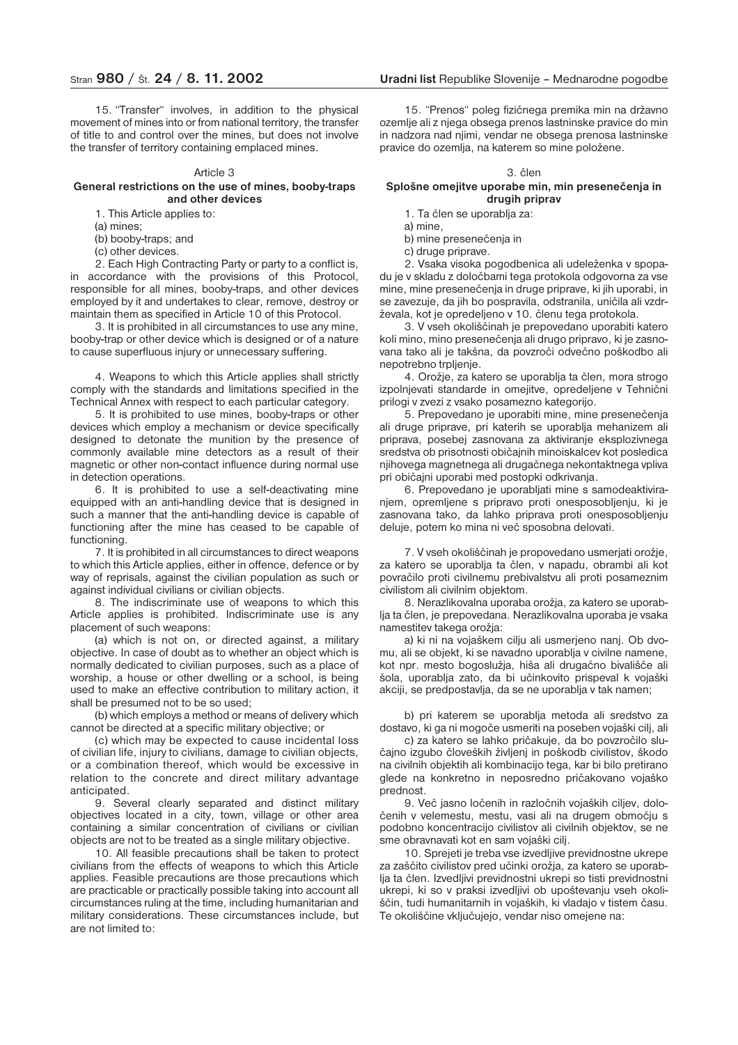15. "Transfer" involves, in addition to the physical movement of mines into or from national territory, the transfer of title to and control over the mines, but does not involve the transfer of territory containing emplaced mines.

Article 3

**General restrictions on the use of mines, booby-traps and other devices**

1. This Article applies to:

(a) mines;

(b) booby-traps; and

(c) other devices.

2. Each High Contracting Party or party to a conflict is, in accordance with the provisions of this Protocol, responsible for all mines, booby-traps, and other devices employed by it and undertakes to clear, remove, destroy or maintain them as specified in Article 10 of this Protocol.

3. It is prohibited in all circumstances to use any mine, booby-trap or other device which is designed or of a nature to cause superfluous injury or unnecessary suffering.

4. Weapons to which this Article applies shall strictly comply with the standards and limitations specified in the Technical Annex with respect to each particular category.

5. It is prohibited to use mines, booby-traps or other devices which employ a mechanism or device specifically designed to detonate the munition by the presence of commonly available mine detectors as a result of their magnetic or other non-contact influence during normal use in detection operations.

6. It is prohibited to use a self-deactivating mine equipped with an anti-handling device that is designed in such a manner that the anti-handling device is capable of functioning after the mine has ceased to be capable of functioning.

7. It is prohibited in all circumstances to direct weapons to which this Article applies, either in offence, defence or by way of reprisals, against the civilian population as such or against individual civilians or civilian objects.

8. The indiscriminate use of weapons to which this Article applies is prohibited. Indiscriminate use is any placement of such weapons:

(a) which is not on, or directed against, a military objective. In case of doubt as to whether an object which is normally dedicated to civilian purposes, such as a place of worship, a house or other dwelling or a school, is being used to make an effective contribution to military action, it shall be presumed not to be so used;

(b) which employs a method or means of delivery which cannot be directed at a specific military objective; or

(c) which may be expected to cause incidental loss of civilian life, injury to civilians, damage to civilian objects, or a combination thereof, which would be excessive in relation to the concrete and direct military advantage anticipated.

9. Several clearly separated and distinct military objectives located in a city, town, village or other area containing a similar concentration of civilians or civilian objects are not to be treated as a single military objective.

10. All feasible precautions shall be taken to protect civilians from the effects of weapons to which this Article applies. Feasible precautions are those precautions which are practicable or practically possible taking into account all circumstances ruling at the time, including humanitarian and military considerations. These circumstances include, but are not limited to:

15. "Prenos" poleg fizičnega premika min na državno ozemlje ali z njega obsega prenos lastninske pravice do min in nadzora nad njimi, vendar ne obsega prenosa lastninske pravice do ozemlja, na katerem so mine položene.

3. člen

**Splošne omejitve uporabe min, min presenečenja in drugih priprav**

1. Ta člen se uporablja za:

a) mine,

b) mine presenečenja in

c) druge priprave.

2. Vsaka visoka pogodbenica ali udeleženka v spopadu je v skladu z določbami tega protokola odgovorna za vse mine, mine presenečenja in druge priprave, ki jih uporabi, in se zavezuje, da jih bo pospravila, odstranila, uničila ali vzdrževala, kot je opredeljeno v 10. členu tega protokola.

3. V vseh okoliščinah je prepovedano uporabiti katero koli mino, mino presenečenja ali drugo pripravo, ki je zasnovana tako ali je takšna, da povzroči odvečno poškodbo ali nepotrebno trpljenje.

4. Orožje, za katero se uporablja ta člen, mora strogo izpolnjevati standarde in omejitve, opredeljene v Tehnični prilogi v zvezi z vsako posamezno kategorijo.

5. Prepovedano je uporabiti mine, mine presenečenja ali druge priprave, pri katerih se uporablja mehanizem ali priprava, posebej zasnovana za aktiviranje eksplozivnega sredstva ob prisotnosti običajnih minoiskalcev kot posledica njihovega magnetnega ali drugačnega nekontaktnega vpliva pri običajni uporabi med postopki odkrivanja.

6. Prepovedano je uporabljati mine s samodeaktiviranjem, opremljene s pripravo proti onesposobljenju, ki je zasnovana tako, da lahko priprava proti onesposobljenju deluje, potem ko mina ni več sposobna delovati.

7. V vseh okoliščinah je propovedano usmerjati orožje, za katero se uporablja ta člen, v napadu, obrambi ali kot povračilo proti civilnemu prebivalstvu ali proti posameznim civilistom ali civilnim objektom.

8. Nerazlikovalna uporaba orožja, za katero se uporablja ta člen, je prepovedana. Nerazlikovalna uporaba je vsaka namestitev takega orožja:

a) ki ni na vojaškem cilju ali usmerjeno nanj. Ob dvomu, ali se objekt, ki se navadno uporablja v civilne namene, kot npr. mesto bogoslužja, hiša ali drugačno bivališče ali šola, uporablja zato, da bi učinkovito prispeval k vojaški akciji, se predpostavlja, da se ne uporablja v tak namen;

b) pri katerem se uporablja metoda ali sredstvo za dostavo, ki ga ni mogoče usmeriti na poseben vojaški cilj, ali

c) za katero se lahko pričakuje, da bo povzročilo slučajno izgubo človeških življenj in poškodb civilistov, škodo na civilnih objektih ali kombinacijo tega, kar bi bilo pretirano glede na konkretno in neposredno pričakovano vojaško prednost.

9. Več jasno ločenih in razločnih vojaških ciljev, določenih v velemestu, mestu, vasi ali na drugem območju s podobno koncentracijo civilistov ali civilnih objektov, se ne sme obravnavati kot en sam vojaški cilj.

10. Sprejeti je treba vse izvedljive previdnostne ukrepe za zaščito civilistov pred učinki orožja, za katero se uporablja ta člen. Izvedljivi previdnostni ukrepi so tisti previdnostni ukrepi, ki so v praksi izvedljivi ob upoštevanju vseh okoliščin, tudi humanitarnih in vojaških, ki vladajo v tistem času. Te okoliščine vključujejo, vendar niso omejene na: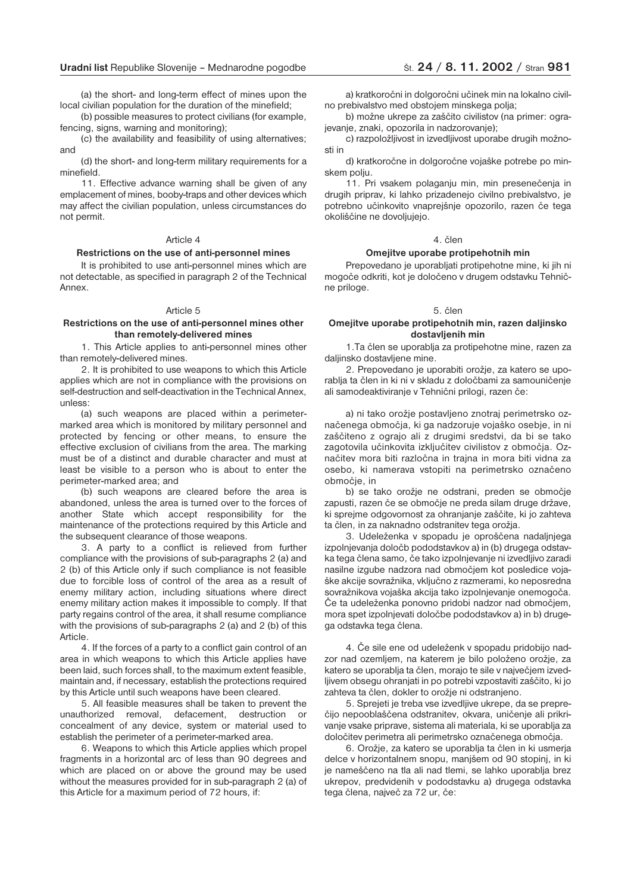(a) the short- and long-term effect of mines upon the local civilian population for the duration of the minefield;

(b) possible measures to protect civilians (for example, fencing, signs, warning and monitoring);

(c) the availability and feasibility of using alternatives; and

(d) the short- and long-term military requirements for a minefield.

11. Effective advance warning shall be given of any emplacement of mines, booby-traps and other devices which may affect the civilian population, unless circumstances do not permit.

Article 4

**Restrictions on the use of anti-personnel mines**

It is prohibited to use anti-personnel mines which are not detectable, as specified in paragraph 2 of the Technical Annex.

Article 5

**Restrictions on the use of anti-personnel mines other than remotely-delivered mines**

1. This Article applies to anti-personnel mines other than remotely-delivered mines.

2. It is prohibited to use weapons to which this Article applies which are not in compliance with the provisions on self-destruction and self-deactivation in the Technical Annex, unless:

(a) such weapons are placed within a perimeter-marked area which is monitored by military personnel and protected by fencing or other means, to ensure the effective exclusion of civilians from the area. The marking must be of a distinct and durable character and must at least be visible to a person who is about to enter the perimeter-marked area; and

(b) such weapons are cleared before the area is abandoned, unless the area is turned over to the forces of another State which accept responsibility for the maintenance of the protections required by this Article and the subsequent clearance of those weapons.

3. A party to a conflict is relieved from further compliance with the provisions of sub-paragraphs 2 (a) and 2 (b) of this Article only if such compliance is not feasible due to forcible loss of control of the area as a result of enemy military action, including situations where direct enemy military action makes it impossible to comply. If that party regains control of the area, it shall resume compliance with the provisions of sub-paragraphs 2 (a) and 2 (b) of this Article.

4. If the forces of a party to a conflict gain control of an area in which weapons to which this Article applies have been laid, such forces shall, to the maximum extent feasible, maintain and, if necessary, establish the protections required by this Article until such weapons have been cleared.

5. All feasible measures shall be taken to prevent the unauthorized removal, defacement, destruction or concealment of any device, system or material used to establish the perimeter of a perimeter-marked area.

6. Weapons to which this Article applies which propel fragments in a horizontal arc of less than 90 degrees and which are placed on or above the ground may be used without the measures provided for in sub-paragraph 2 (a) of this Article for a maximum period of 72 hours, if:

a) kratkoročni in dolgoročni učinek min na lokalno civilno prebivalstvo med obstojem minskega polja;

b) možne ukrepe za zaščito civilistov (na primer: ograjevanje, znaki, opozorila in nadzorovanje);

c) razpoložljivost in izvedljivost uporabe drugih možnosti in

d) kratkoročne in dolgoročne vojaške potrebe po minskem polju.

11. Pri vsakem polaganju min, min presenečenja in drugih priprav, ki lahko prizadenejo civilno prebivalstvo, je potrebno učinkovito vnaprejšnje opozorilo, razen če tega okoliščine ne dovoljujejo.

4. člen

**Omejitve uporabe protipehotnih min**

Prepovedano je uporabljati protipehotne mine, ki jih ni mogoče odkriti, kot je določeno v drugem odstavku Tehnične priloge.

5. člen

**Omejitve uporabe protipehotnih min, razen daljinsko dostavljenih min**

1.Ta člen se uporablja za protipehotne mine, razen za daljinsko dostavljene mine.

2. Prepovedano je uporabiti orožje, za katero se uporablja ta člen in ki ni v skladu z določbami za samouničenje ali samodeaktiviranje v Tehnični prilogi, razen če:

a) ni tako orožje postavljeno znotraj perimetrsko označenega območja, ki ga nadzoruje vojaško osebje, in ni zaščiteno z ograjo ali z drugimi sredstvi, da bi se tako zagotovila učinkovita izključitev civilistov z območja. Označitev mora biti razločna in trajna in mora biti vidna za osebo, ki namerava vstopiti na perimetrsko označeno območje, in

b) se tako orožje ne odstrani, preden se območje zapusti, razen če se območje ne preda silam druge države, ki sprejme odgovornost za ohranjanje zaščite, ki jo zahteva ta člen, in za naknadno odstranitev tega orožja.

3. Udeleženka v spopadu je oproščena nadaljnjega izpolnjevanja določb pododstavkov a) in (b) drugega odstavka tega člena samo, če tako izpolnjevanje ni izvedljivo zaradi nasilne izgube nadzora nad območjem kot posledice vojaške akcije sovražnika, vključno z razmerami, ko neposredna sovražnikova vojaška akcija tako izpolnjevanje onemogoča. Če ta udeleženka ponovno pridobi nadzor nad območjem, mora spet izpolnjevati določbe pododstavkov a) in b) drugega odstavka tega člena.

4. Če sile ene od udeleženk v spopadu pridobijo nadzor nad ozemljem, na katerem je bilo položeno orožje, za katero se uporablja ta člen, morajo te sile v največjem izvedljivem obsegu ohranjati in po potrebi vzpostaviti zaščito, ki jo zahteva ta člen, dokler to orožje ni odstranjeno.

5. Sprejeti je treba vse izvedljive ukrepe, da se preprečijo nepooblaščena odstranitev, okvara, uničenje ali prikrivanje vsake priprave, sistema ali materiala, ki se uporablja za določitev perimetra ali perimetrsko označenega območja.

6. Orožje, za katero se uporablja ta člen in ki usmerja delce v horizontalnem snopu, manjšem od 90 stopinj, in ki je nameščeno na tla ali nad tlemi, se lahko uporablja brez ukrepov, predvidenih v pododstavku a) drugega odstavka tega člena, največ za 72 ur, če: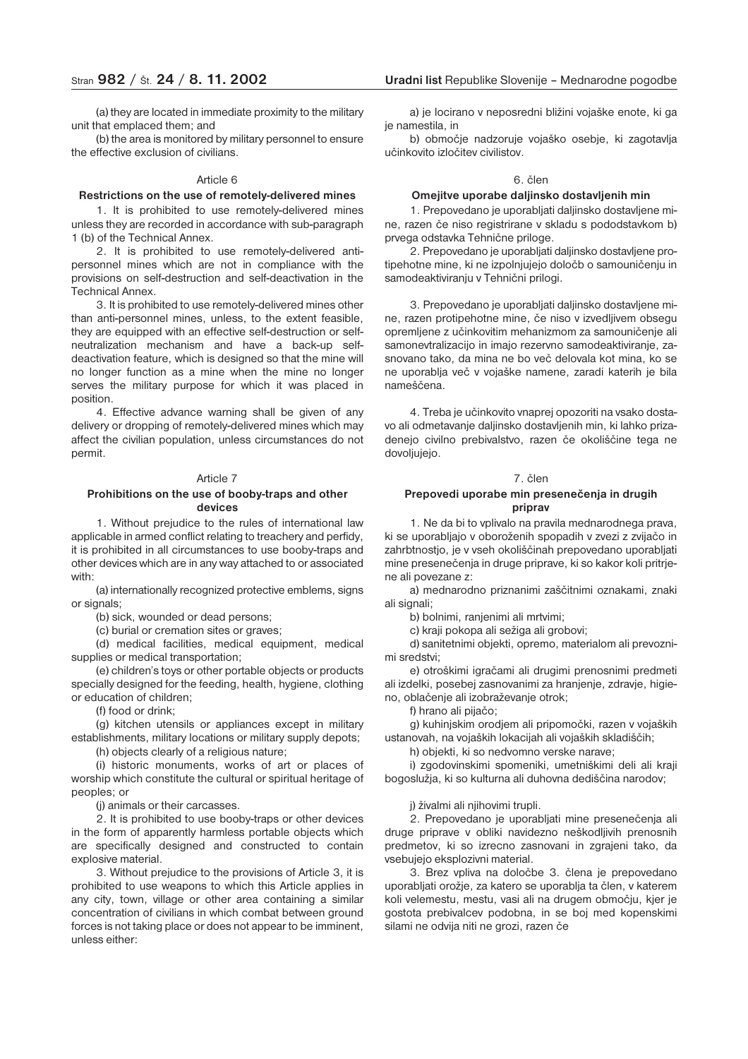(a) they are located in immediate proximity to the military unit that emplaced them; and

(b) the area is monitored by military personnel to ensure the effective exclusion of civilians.

Article 6

**Restrictions on the use of remotely-delivered mines**

1. It is prohibited to use remotely-delivered mines unless they are recorded in accordance with sub-paragraph 1 (b) of the Technical Annex.

2. It is prohibited to use remotely-delivered anti-personnel mines which are not in compliance with the provisions on self-destruction and self-deactivation in the Technical Annex.

3. It is prohibited to use remotely-delivered mines other than anti-personnel mines, unless, to the extent feasible, they are equipped with an effective self-destruction or self-neutralization mechanism and have a back-up self-deactivation feature, which is designed so that the mine will no longer function as a mine when the mine no longer serves the military purpose for which it was placed in position.

4. Effective advance warning shall be given of any delivery or dropping of remotely-delivered mines which may affect the civilian population, unless circumstances do not permit.

Article 7

**Prohibitions on the use of booby-traps and other devices**

1. Without prejudice to the rules of international law applicable in armed conflict relating to treachery and perfidy, it is prohibited in all circumstances to use booby-traps and other devices which are in any way attached to or associated with:

(a) internationally recognized protective emblems, signs or signals;

(b) sick, wounded or dead persons;

(c) burial or cremation sites or graves;

(d) medical facilities, medical equipment, medical supplies or medical transportation;

(e) children's toys or other portable objects or products specially designed for the feeding, health, hygiene, clothing or education of children;

(f) food or drink;

(g) kitchen utensils or appliances except in military establishments, military locations or military supply depots;

(h) objects clearly of a religious nature;

(i) historic monuments, works of art or places of worship which constitute the cultural or spiritual heritage of peoples; or

(j) animals or their carcasses.

2. It is prohibited to use booby-traps or other devices in the form of apparently harmless portable objects which are specifically designed and constructed to contain explosive material.

3. Without prejudice to the provisions of Article 3, it is prohibited to use weapons to which this Article applies in any city, town, village or other area containing a similar concentration of civilians in which combat between ground forces is not taking place or does not appear to be imminent, unless either:

a) je locirano v neposredni bližini vojaške enote, ki ga je namestila, in

b) območje nadzoruje vojaško osebje, ki zagotavlja učinkovito izločitev civilistov.

6. člen

**Omejitve uporabe daljinsko dostavljenih min**

1. Prepovedano je uporabljati daljinsko dostavljene mine, razen če niso registrirane v skladu s pododstavkom b) prvega odstavka Tehnične priloge.

2. Prepovedano je uporabljati daljinsko dostavljene protipehotne mine, ki ne izpolnjujejo določb o samouničenju in samodeaktiviranju v Tehnični prilogi.

3. Prepovedano je uporabljati daljinsko dostavljene mine, razen protipehotne mine, če niso v izvedljivem obsegu opremljene z učinkovitim mehanizmom za samouničenje ali samonevtralizacijo in imajo rezervno samodeaktiviranje, zasnovano tako, da mina ne bo več delovala kot mina, ko se ne uporablja več v vojaške namene, zaradi katerih je bila nameščena.

4. Treba je učinkovito vnaprej opozoriti na vsako dostavo ali odmetavanje daljinsko dostavljenih min, ki lahko prizadenejo civilno prebivalstvo, razen če okoliščine tega ne dovoljujejo.

7. člen

**Prepovedi uporabe min presenečenja in drugih priprav**

1. Ne da bi to vplivalo na pravila mednarodnega prava, ki se uporabljajo v oboroženih spopadih v zvezi z zvijačo in zahrbtnostjo, je v vseh okoliščinah prepovedano uporabljati mine presenečenja in druge priprave, ki so kakor koli pritrjene ali povezane z:

a) mednarodno priznanimi zaščitnimi oznakami, znaki ali signali;

b) bolnimi, ranjenimi ali mrtvimi;

c) kraji pokopa ali sežiga ali grobovi;

d) sanitetnimi objekti, opremo, materialom ali prevoznimi sredstvi;

e) otroškimi igračami ali drugimi prenosnimi predmeti ali izdelki, posebej zasnovanimi za hranjenje, zdravje, higieno, oblačenje ali izobraževanje otrok;

f) hrano ali pijačo;

g) kuhinjskim orodjem ali pripomočki, razen v vojaških ustanovah, na vojaških lokacijah ali vojaških skladiščih;

h) objekti, ki so nedvomno verske narave;

i) zgodovinskimi spomeniki, umetniškimi deli ali kraji bogoslužja, ki so kulturna ali duhovna dediščina narodov;

j) živalmi ali njihovimi trupli.

2. Prepovedano je uporabljati mine presenečenja ali druge priprave v obliki navidezno neškodljivih prenosnih predmetov, ki so izrecno zasnovani in zgrajeni tako, da vsebujejo eksplozivni material.

3. Brez vpliva na določbe 3. člena je prepovedano uporabljati orožje, za katero se uporablja ta člen, v katerem koli velemestu, mestu, vasi ali na drugem območju, kjer je gostota prebivalcev podobna, in se boj med kopenskimi silami ne odvija niti ne grozi, razen če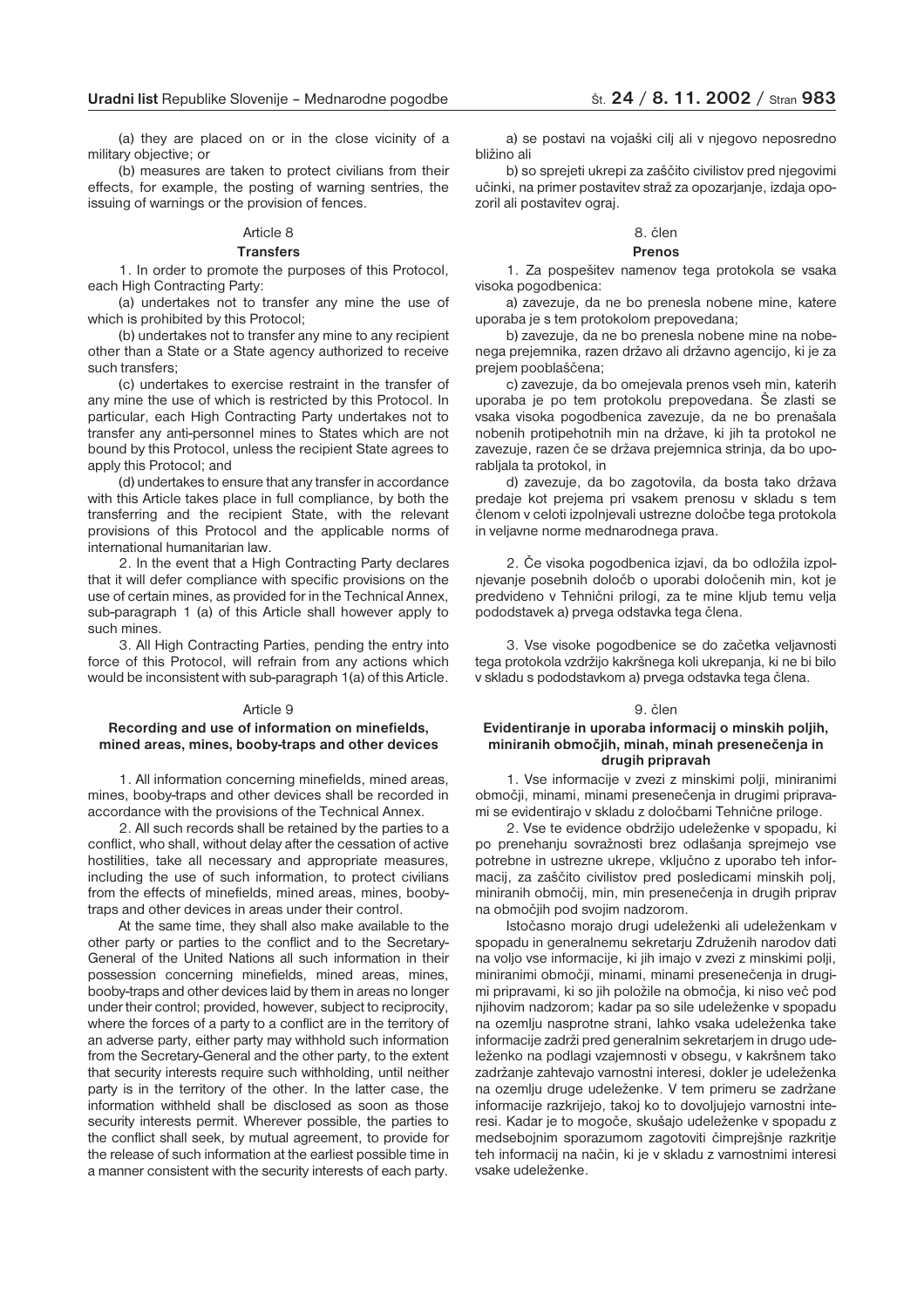(a) they are placed on or in the close vicinity of a military objective; or

(b) measures are taken to protect civilians from their effects, for example, the posting of warning sentries, the issuing of warnings or the provision of fences.

Article 8

**Transfers**

1. In order to promote the purposes of this Protocol, each High Contracting Party:

(a) undertakes not to transfer any mine the use of which is prohibited by this Protocol;

(b) undertakes not to transfer any mine to any recipient other than a State or a State agency authorized to receive such transfers;

(c) undertakes to exercise restraint in the transfer of any mine the use of which is restricted by this Protocol. In particular, each High Contracting Party undertakes not to transfer any anti-personnel mines to States which are not bound by this Protocol, unless the recipient State agrees to apply this Protocol; and

(d) undertakes to ensure that any transfer in accordance with this Article takes place in full compliance, by both the transferring and the recipient State, with the relevant provisions of this Protocol and the applicable norms of international humanitarian law.

2. In the event that a High Contracting Party declares that it will defer compliance with specific provisions on the use of certain mines, as provided for in the Technical Annex, sub-paragraph 1 (a) of this Article shall however apply to such mines.

3. All High Contracting Parties, pending the entry into force of this Protocol, will refrain from any actions which would be inconsistent with sub-paragraph 1(a) of this Article.

Article 9

**Recording and use of information on minefields, mined areas, mines, booby-traps and other devices**

1. All information concerning minefields, mined areas, mines, booby-traps and other devices shall be recorded in accordance with the provisions of the Technical Annex.

2. All such records shall be retained by the parties to a conflict, who shall, without delay after the cessation of active hostilities, take all necessary and appropriate measures, including the use of such information, to protect civilians from the effects of minefields, mined areas, mines, booby-traps and other devices in areas under their control.

At the same time, they shall also make available to the other party or parties to the conflict and to the Secretary-General of the United Nations all such information in their possession concerning minefields, mined areas, mines, booby-traps and other devices laid by them in areas no longer under their control; provided, however, subject to reciprocity, where the forces of a party to a conflict are in the territory of an adverse party, either party may withhold such information from the Secretary-General and the other party, to the extent that security interests require such withholding, until neither party is in the territory of the other. In the latter case, the information withheld shall be disclosed as soon as those security interests permit. Wherever possible, the parties to the conflict shall seek, by mutual agreement, to provide for the release of such information at the earliest possible time in a manner consistent with the security interests of each party.

a) se postavi na vojaški cilj ali v njegovo neposredno bližino ali

b) so sprejeti ukrepi za zaščito civilistov pred njegovimi učinki, na primer postavitev straž za opozarjanje, izdaja opozoril ali postavitev ograj.

8. člen

**Prenos**

1. Za pospešitev namenov tega protokola se vsaka visoka pogodbenica:

a) zavezuje, da ne bo prenesla nobene mine, katere uporaba je s tem protokolom prepovedana;

b) zavezuje, da ne bo prenesla nobene mine na nobenega prejemnika, razen državo ali državno agencijo, ki je za prejem pooblaščena;

c) zavezuje, da bo omejevala prenos vseh min, katerih uporaba je po tem protokolu prepovedana. Še zlasti se vsaka visoka pogodbenica zavezuje, da ne bo prenašala nobenih protipehotnih min na države, ki jih ta protokol ne zavezuje, razen če se država prejemnica strinja, da bo uporabljala ta protokol, in

d) zavezuje, da bo zagotovila, da bosta tako država predaje kot prejema pri vsakem prenosu v skladu s tem členom v celoti izpolnjevali ustrezne določbe tega protokola in veljavne norme mednarodnega prava.

2. Če visoka pogodbenica izjavi, da bo odložila izpolnjevanje posebnih določb o uporabi določenih min, kot je predvideno v Tehnični prilogi, za te mine kljub temu velja pododstavek a) prvega odstavka tega člena.

3. Vse visoke pogodbenice se do začetka veljavnosti tega protokola vzdržijo kakršnega koli ukrepanja, ki ne bi bilo v skladu s pododstavkom a) prvega odstavka tega člena.

9. člen

**Evidentiranje in uporaba informacij o minskih poljih, miniranih območjih, minah, minah presenečenja in drugih pripravah**

1. Vse informacije v zvezi z minskimi polji, miniranimi območji, minami, minami presenečenja in drugimi pripravami se evidentirajo v skladu z določbami Tehnične priloge.

2. Vse te evidence obdržijo udeleženke v spopadu, ki po prenehanju sovražnosti brez odlašanja sprejmejo vse potrebne in ustrezne ukrepe, vključno z uporabo teh informacij, za zaščito civilistov pred posledicami minskih polj, miniranih območij, min, min presenečenja in drugih priprav na območjih pod svojim nadzorom.

Istočasno morajo drugi udeleženki ali udeleženkam v spopadu in generalnemu sekretarju Združenih narodov dati na voljo vse informacije, ki jih imajo v zvezi z minskimi polji, miniranimi območji, minami, minami presenečenja in drugimi pripravami, ki so jih položile na območja, ki niso več pod njihovim nadzorom; kadar pa so sile udeleženke v spopadu na ozemlju nasprotne strani, lahko vsaka udeleženka take informacije zadrži pred generalnim sekretarjem in drugo udeleženko na podlagi vzajemnosti v obsegu, v kakršnem tako zadržanje zahtevajo varnostni interesi, dokler je udeleženka na ozemlju druge udeleženke. V tem primeru se zadržane informacije razkrijejo, takoj ko to dovoljujejo varnostni interesi. Kadar je to mogoče, skušajo udeleženke v spopadu z medsebojnim sporazumom zagotoviti čimprejšnje razkritje teh informacij na način, ki je v skladu z varnostnimi interesi vsake udeleženke.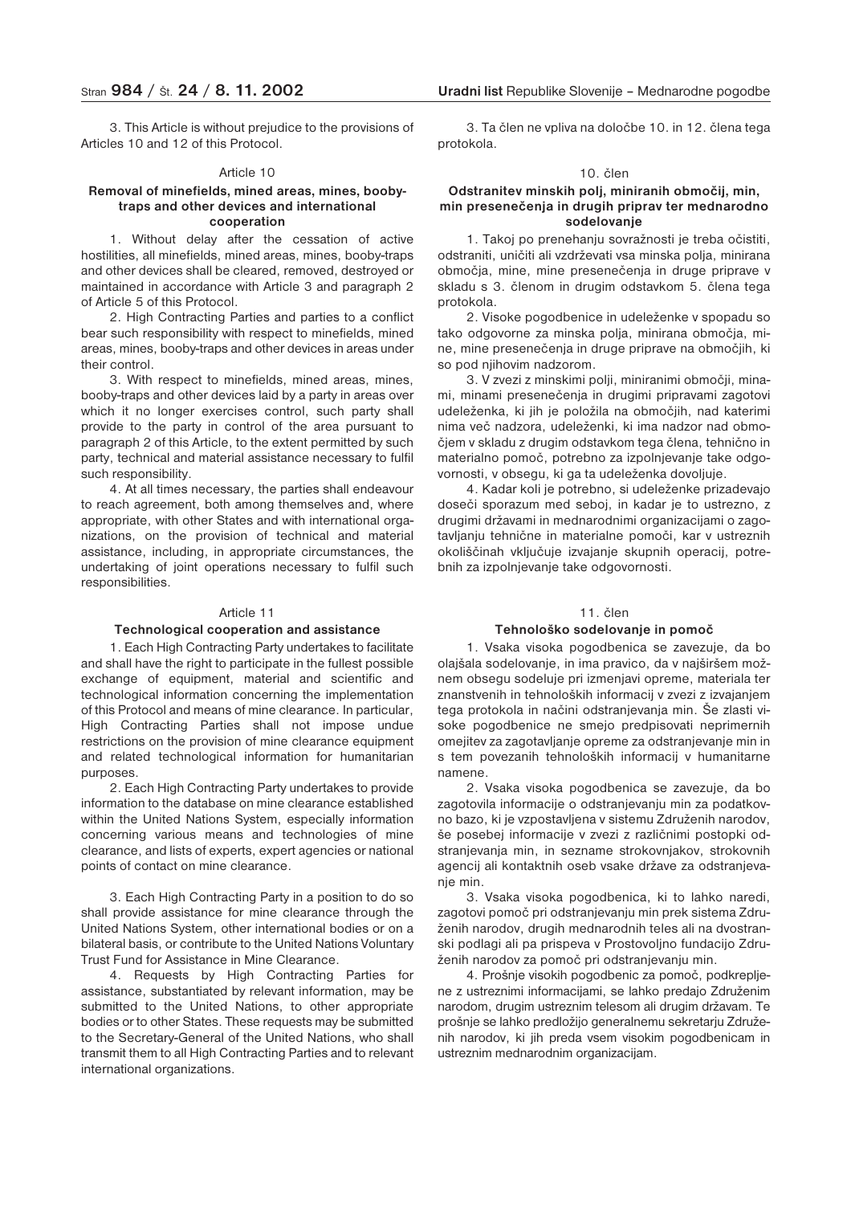3. This Article is without prejudice to the provisions of Articles 10 and 12 of this Protocol.

Article 10

**Removal of minefields, mined areas, mines, booby-traps and other devices and international cooperation**

1. Without delay after the cessation of active hostilities, all minefields, mined areas, mines, booby-traps and other devices shall be cleared, removed, destroyed or maintained in accordance with Article 3 and paragraph 2 of Article 5 of this Protocol.

2. High Contracting Parties and parties to a conflict bear such responsibility with respect to minefields, mined areas, mines, booby-traps and other devices in areas under their control.

3. With respect to minefields, mined areas, mines, booby-traps and other devices laid by a party in areas over which it no longer exercises control, such party shall provide to the party in control of the area pursuant to paragraph 2 of this Article, to the extent permitted by such party, technical and material assistance necessary to fulfil such responsibility.

4. At all times necessary, the parties shall endeavour to reach agreement, both among themselves and, where appropriate, with other States and with international organizations, on the provision of technical and material assistance, including, in appropriate circumstances, the undertaking of joint operations necessary to fulfil such responsibilities.

Article 11

**Technological cooperation and assistance**

1. Each High Contracting Party undertakes to facilitate and shall have the right to participate in the fullest possible exchange of equipment, material and scientific and technological information concerning the implementation of this Protocol and means of mine clearance. In particular, High Contracting Parties shall not impose undue restrictions on the provision of mine clearance equipment and related technological information for humanitarian purposes.

2. Each High Contracting Party undertakes to provide information to the database on mine clearance established within the United Nations System, especially information concerning various means and technologies of mine clearance, and lists of experts, expert agencies or national points of contact on mine clearance.

3. Each High Contracting Party in a position to do so shall provide assistance for mine clearance through the United Nations System, other international bodies or on a bilateral basis, or contribute to the United Nations Voluntary Trust Fund for Assistance in Mine Clearance.

4. Requests by High Contracting Parties for assistance, substantiated by relevant information, may be submitted to the United Nations, to other appropriate bodies or to other States. These requests may be submitted to the Secretary-General of the United Nations, who shall transmit them to all High Contracting Parties and to relevant international organizations.

3. Ta člen ne vpliva na določbe 10. in 12. člena tega protokola.

10. člen

**Odstranitev minskih polj, miniranih območij, min, min presenečenja in drugih priprav ter mednarodno sodelovanje**

1. Takoj po prenehanju sovražnosti je treba očistiti, odstraniti, uničiti ali vzdrževati vsa minska polja, minirana območja, mine, mine presenečenja in druge priprave v skladu s 3. členom in drugim odstavkom 5. člena tega protokola.

2. Visoke pogodbenice in udeleženke v spopadu so tako odgovorne za minska polja, minirana območja, mine, mine presenečenja in druge priprave na območjih, ki so pod njihovim nadzorom.

3. V zvezi z minskimi polji, miniranimi območji, minami, minami presenečenja in drugimi pripravami zagotovi udeleženka, ki jih je položila na območjih, nad katerimi nima več nadzora, udeleženki, ki ima nadzor nad območjem v skladu z drugim odstavkom tega člena, tehnično in materialno pomoč, potrebno za izpolnjevanje take odgovornosti, v obsegu, ki ga ta udeleženka dovoljuje.

4. Kadar koli je potrebno, si udeleženke prizadevajo doseči sporazum med seboj, in kadar je to ustrezno, z drugimi državami in mednarodnimi organizacijami o zagotavljanju tehnične in materialne pomoči, kar v ustreznih okoliščinah vključuje izvajanje skupnih operacij, potrebnih za izpolnjevanje take odgovornosti.

11. člen

**Tehnološko sodelovanje in pomoč**

1. Vsaka visoka pogodbenica se zavezuje, da bo olajšala sodelovanje, in ima pravico, da v najširšem možnem obsegu sodeluje pri izmenjavi opreme, materiala ter znanstvenih in tehnoloških informacij v zvezi z izvajanjem tega protokola in načini odstranjevanja min. Še zlasti visoke pogodbenice ne smejo predpisovati neprimernih omejitev za zagotavljanje opreme za odstranjevanje min in s tem povezanih tehnoloških informacij v humanitarne namene.

2. Vsaka visoka pogodbenica se zavezuje, da bo zagotovila informacije o odstranjevanju min za podatkovno bazo, ki je vzpostavljena v sistemu Združenih narodov, še posebej informacije v zvezi z različnimi postopki odstranjevanja min, in sezname strokovnjakov, strokovnih agencij ali kontaktnih oseb vsake države za odstranjevanje min.

3. Vsaka visoka pogodbenica, ki to lahko naredi, zagotovi pomoč pri odstranjevanju min prek sistema Združenih narodov, drugih mednarodnih teles ali na dvostranski podlagi ali pa prispeva v Prostovoljno fundacijo Združenih narodov za pomoč pri odstranjevanju min.

4. Prošnje visokih pogodbenic za pomoč, podkrepljene z ustreznimi informacijami, se lahko predajo Združenim narodom, drugim ustreznim telesom ali drugim državam. Te prošnje se lahko predložijo generalnemu sekretarju Združenih narodov, ki jih preda vsem visokim pogodbenicam in ustreznim mednarodnim organizacijam.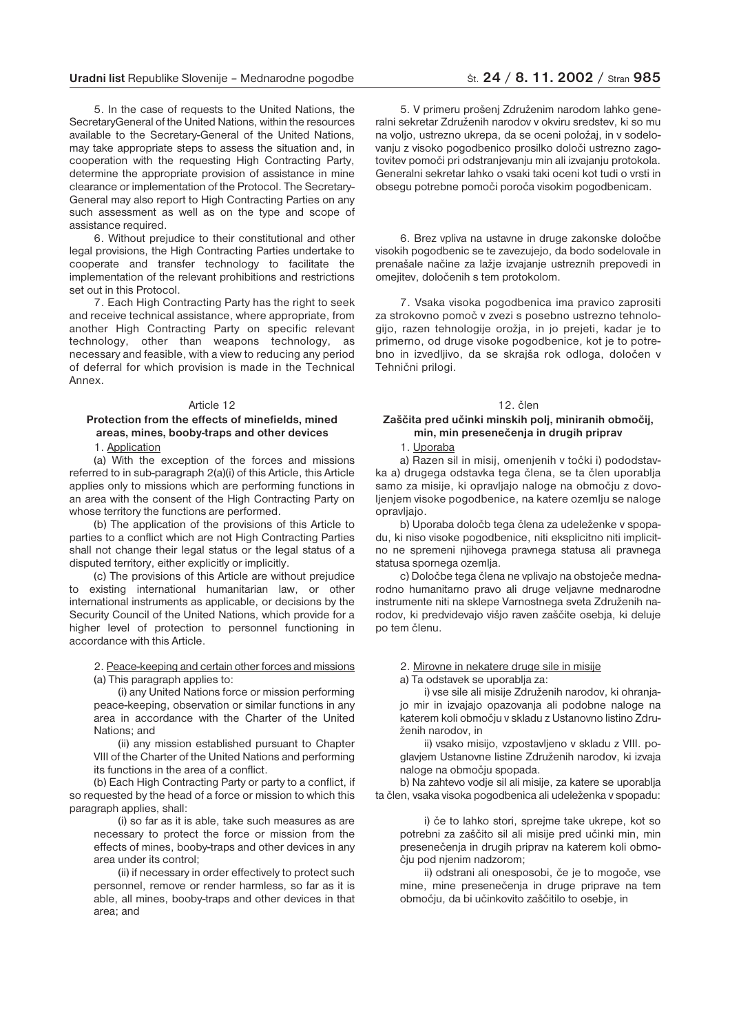5. In the case of requests to the United Nations, the SecretaryGeneral of the United Nations, within the resources available to the Secretary-General of the United Nations, may take appropriate steps to assess the situation and, in cooperation with the requesting High Contracting Party, determine the appropriate provision of assistance in mine clearance or implementation of the Protocol. The Secretary-General may also report to High Contracting Parties on any such assessment as well as on the type and scope of assistance required.

6. Without prejudice to their constitutional and other legal provisions, the High Contracting Parties undertake to cooperate and transfer technology to facilitate the implementation of the relevant prohibitions and restrictions set out in this Protocol.

7. Each High Contracting Party has the right to seek and receive technical assistance, where appropriate, from another High Contracting Party on specific relevant technology, other than weapons technology, as necessary and feasible, with a view to reducing any period of deferral for which provision is made in the Technical Annex.

Article 12

**Protection from the effects of minefields, mined areas, mines, booby-traps and other devices**

1. Application

(a) With the exception of the forces and missions referred to in sub-paragraph 2(a)(i) of this Article, this Article applies only to missions which are performing functions in an area with the consent of the High Contracting Party on whose territory the functions are performed.

(b) The application of the provisions of this Article to parties to a conflict which are not High Contracting Parties shall not change their legal status or the legal status of a disputed territory, either explicitly or implicitly.

(c) The provisions of this Article are without prejudice to existing international humanitarian law, or other international instruments as applicable, or decisions by the Security Council of the United Nations, which provide for a higher level of protection to personnel functioning in accordance with this Article.

2. Peace-keeping and certain other forces and missions

(a) This paragraph applies to:

(i) any United Nations force or mission performing peace-keeping, observation or similar functions in any area in accordance with the Charter of the United Nations; and

(ii) any mission established pursuant to Chapter VIII of the Charter of the United Nations and performing its functions in the area of a conflict.

(b) Each High Contracting Party or party to a conflict, if so requested by the head of a force or mission to which this paragraph applies, shall:

(i) so far as it is able, take such measures as are necessary to protect the force or mission from the effects of mines, booby-traps and other devices in any area under its control;

(ii) if necessary in order effectively to protect such personnel, remove or render harmless, so far as it is able, all mines, booby-traps and other devices in that area; and

5. V primeru prošenj Združenim narodom lahko generalni sekretar Združenih narodov v okviru sredstev, ki so mu na voljo, ustrezno ukrepa, da se oceni položaj, in v sodelovanju z visoko pogodbenico prosilko določi ustrezno zagotovitev pomoči pri odstranjevanju min ali izvajanju protokola. Generalni sekretar lahko o vsaki taki oceni kot tudi o vrsti in obsegu potrebne pomoči poroča visokim pogodbenicam.

6. Brez vpliva na ustavne in druge zakonske določbe visokih pogodbenic se te zavezujejo, da bodo sodelovale in prenašale načine za lažje izvajanje ustreznih prepovedi in omejitev, določenih s tem protokolom.

7. Vsaka visoka pogodbenica ima pravico zaprositi za strokovno pomoč v zvezi s posebno ustrezno tehnologijo, razen tehnologije orožja, in jo prejeti, kadar je to primerno, od druge visoke pogodbenice, kot je to potrebno in izvedljivo, da se skrajša rok odloga, določen v Tehnični prilogi.

12. člen

**Zaščita pred učinki minskih polj, miniranih območij, min, min presenečenja in drugih priprav**

1. Uporaba

a) Razen sil in misij, omenjenih v točki i) pododstavka a) drugega odstavka tega člena, se ta člen uporablja samo za misije, ki opravljajo naloge na območju z dovoljenjem visoke pogodbenice, na katere ozemlju se naloge opravljajo.

b) Uporaba določb tega člena za udeleženke v spopadu, ki niso visoke pogodbenice, niti eksplicitno niti implicitno ne spremeni njihovega pravnega statusa ali pravnega statusa spornega ozemlja.

c) Določbe tega člena ne vplivajo na obstoječe mednarodno humanitarno pravo ali druge veljavne mednarodne instrumente niti na sklepe Varnostnega sveta Združenih narodov, ki predvidevajo višjo raven zaščite osebja, ki deluje po tem členu.

2. Mirovne in nekatere druge sile in misije

a) Ta odstavek se uporablja za:

i) vse sile ali misije Združenih narodov, ki ohranjajo mir in izvajajo opazovanja ali podobne naloge na katerem koli območju v skladu z Ustanovno listino Združenih narodov, in

ii) vsako misijo, vzpostavljeno v skladu z VIII. poglavjem Ustanovne listine Združenih narodov, ki izvaja naloge na območju spopada.

b) Na zahtevo vodje sil ali misije, za katere se uporablja ta člen, vsaka visoka pogodbenica ali udeleženka v spopadu:

i) če to lahko stori, sprejme take ukrepe, kot so potrebni za zaščito sil ali misije pred učinki min, min presenečenja in drugih priprav na katerem koli območju pod njenim nadzorom;

ii) odstrani ali onesposobi, če je to mogoče, vse mine, mine presenečenja in druge priprave na tem območju, da bi učinkovito zaščitilo to osebje, in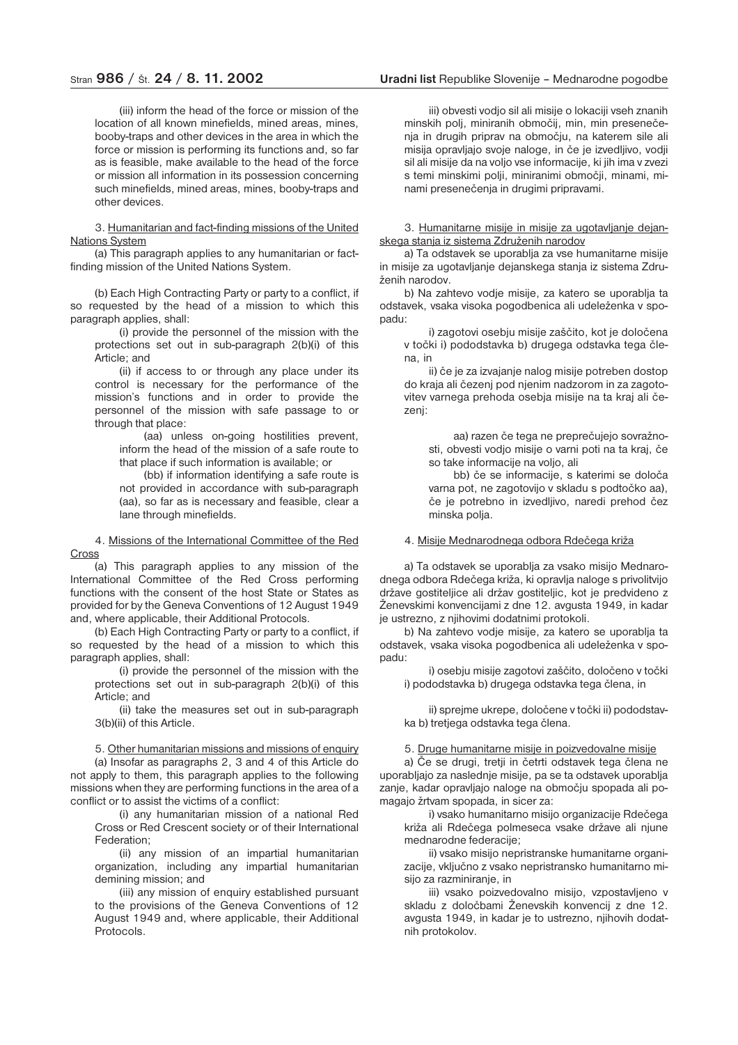(iii) inform the head of the force or mission of the location of all known minefields, mined areas, mines, booby-traps and other devices in the area in which the force or mission is performing its functions and, so far as is feasible, make available to the head of the force or mission all information in its possession concerning such minefields, mined areas, mines, booby-traps and other devices.

3. Humanitarian and fact-finding missions of the United Nations System

(a) This paragraph applies to any humanitarian or fact-finding mission of the United Nations System.

(b) Each High Contracting Party or party to a conflict, if so requested by the head of a mission to which this paragraph applies, shall:

(i) provide the personnel of the mission with the protections set out in sub-paragraph 2(b)(i) of this Article; and

(ii) if access to or through any place under its control is necessary for the performance of the mission's functions and in order to provide the personnel of the mission with safe passage to or through that place:

(aa) unless on-going hostilities prevent, inform the head of the mission of a safe route to that place if such information is available; or

(bb) if information identifying a safe route is not provided in accordance with sub-paragraph (aa), so far as is necessary and feasible, clear a lane through minefields.

4. Missions of the International Committee of the Red Cross

(a) This paragraph applies to any mission of the International Committee of the Red Cross performing functions with the consent of the host State or States as provided for by the Geneva Conventions of 12 August 1949 and, where applicable, their Additional Protocols.

(b) Each High Contracting Party or party to a conflict, if so requested by the head of a mission to which this paragraph applies, shall:

(i) provide the personnel of the mission with the protections set out in sub-paragraph 2(b)(i) of this Article; and

(ii) take the measures set out in sub-paragraph 3(b)(ii) of this Article.

5. Other humanitarian missions and missions of enquiry

(a) Insofar as paragraphs 2, 3 and 4 of this Article do not apply to them, this paragraph applies to the following missions when they are performing functions in the area of a conflict or to assist the victims of a conflict:

(i) any humanitarian mission of a national Red Cross or Red Crescent society or of their International Federation;

(ii) any mission of an impartial humanitarian organization, including any impartial humanitarian demining mission; and

(iii) any mission of enquiry established pursuant to the provisions of the Geneva Conventions of 12 August 1949 and, where applicable, their Additional Protocols.

iii) obvesti vodjo sil ali misije o lokaciji vseh znanih minskih polj, miniranih območij, min, min presenečenja in drugih priprav na območju, na katerem sile ali misija opravljajo svoje naloge, in če je izvedljivo, vodji sil ali misije da na voljo vse informacije, ki jih ima v zvezi s temi minskimi polji, miniranimi območji, minami, minami presenečenja in drugimi pripravami.

3. Humanitarne misije in misije za ugotavljanje dejanskega stanja iz sistema Združenih narodov

a) Ta odstavek se uporablja za vse humanitarne misije in misije za ugotavljanje dejanskega stanja iz sistema Združenih narodov.

b) Na zahtevo vodje misije, za katero se uporablja ta odstavek, vsaka visoka pogodbenica ali udeleženka v spopadu:

i) zagotovi osebju misije zaščito, kot je določena v točki i) pododstavka b) drugega odstavka tega člena, in

ii) če je za izvajanje nalog misije potreben dostop do kraja ali čezenj pod njenim nadzorom in za zagotovitev varnega prehoda osebja misije na ta kraj ali čezenj:

aa) razen če tega ne preprečujejo sovražnosti, obvesti vodjo misije o varni poti na ta kraj, če so take informacije na voljo, ali

bb) če se informacije, s katerimi se določa varna pot, ne zagotovijo v skladu s podtočko aa), če je potrebno in izvedljivo, naredi prehod čez minska polja.

4. Misije Mednarodnega odbora Rdečega križa

a) Ta odstavek se uporablja za vsako misijo Mednarodnega odbora Rdečega križa, ki opravlja naloge s privolitvijo države gostiteljice ali držav gostiteljic, kot je predvideno z Ženevskimi konvencijami z dne 12. avgusta 1949, in kadar je ustrezno, z njihovimi dodatnimi protokoli.

b) Na zahtevo vodje misije, za katero se uporablja ta odstavek, vsaka visoka pogodbenica ali udeleženka v spopadu:

i) osebju misije zagotovi zaščito, določeno v točki i) pododstavka b) drugega odstavka tega člena, in

ii) sprejme ukrepe, določene v točki ii) pododstavka b) tretjega odstavka tega člena.

5. Druge humanitarne misije in poizvedovalne misije

a) Če se drugi, tretji in četrti odstavek tega člena ne uporabljajo za naslednje misije, pa se ta odstavek uporablja zanje, kadar opravljajo naloge na območju spopada ali pomagajo žrtvam spopada, in sicer za:

i) vsako humanitarno misijo organizacije Rdečega križa ali Rdečega polmeseca vsake države ali njune mednarodne federacije;

ii) vsako misijo nepristranske humanitarne organizacije, vključno z vsako nepristransko humanitarno misijo za razminiranje, in

iii) vsako poizvedovalno misijo, vzpostavljeno v skladu z določbami Ženevskih konvencij z dne 12. avgusta 1949, in kadar je to ustrezno, njihovih dodatnih protokolov.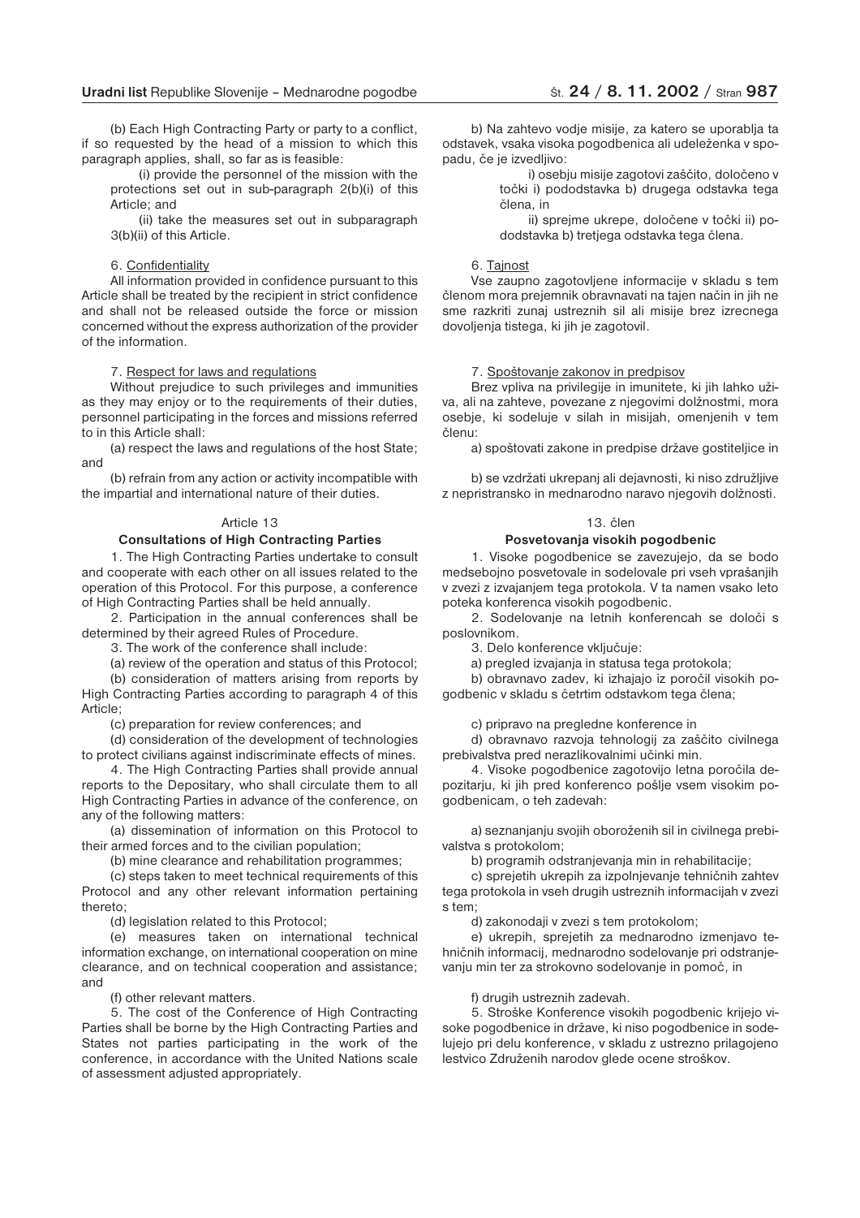(b) Each High Contracting Party or party to a conflict, if so requested by the head of a mission to which this paragraph applies, shall, so far as is feasible:

(i) provide the personnel of the mission with the protections set out in sub-paragraph 2(b)(i) of this Article; and

(ii) take the measures set out in subparagraph 3(b)(ii) of this Article.

6. Confidentiality

All information provided in confidence pursuant to this Article shall be treated by the recipient in strict confidence and shall not be released outside the force or mission concerned without the express authorization of the provider of the information.

7. Respect for laws and regulations

Without prejudice to such privileges and immunities as they may enjoy or to the requirements of their duties, personnel participating in the forces and missions referred to in this Article shall:

(a) respect the laws and regulations of the host State; and

(b) refrain from any action or activity incompatible with the impartial and international nature of their duties.

Article 13

**Consultations of High Contracting Parties**

1. The High Contracting Parties undertake to consult and cooperate with each other on all issues related to the operation of this Protocol. For this purpose, a conference of High Contracting Parties shall be held annually.

2. Participation in the annual conferences shall be determined by their agreed Rules of Procedure.

3. The work of the conference shall include:

(a) review of the operation and status of this Protocol;

(b) consideration of matters arising from reports by High Contracting Parties according to paragraph 4 of this Article;

(c) preparation for review conferences; and

(d) consideration of the development of technologies to protect civilians against indiscriminate effects of mines.

4. The High Contracting Parties shall provide annual reports to the Depositary, who shall circulate them to all High Contracting Parties in advance of the conference, on any of the following matters:

(a) dissemination of information on this Protocol to their armed forces and to the civilian population;

(b) mine clearance and rehabilitation programmes;

(c) steps taken to meet technical requirements of this Protocol and any other relevant information pertaining thereto;

(d) legislation related to this Protocol;

(e) measures taken on international technical information exchange, on international cooperation on mine clearance, and on technical cooperation and assistance; and

(f) other relevant matters.

5. The cost of the Conference of High Contracting Parties shall be borne by the High Contracting Parties and States not parties participating in the work of the conference, in accordance with the United Nations scale of assessment adjusted appropriately.

b) Na zahtevo vodje misije, za katero se uporablja ta odstavek, vsaka visoka pogodbenica ali udeleženka v spopadu, če je izvedljivo:

i) osebju misije zagotovi zaščito, določeno v točki i) pododstavka b) drugega odstavka tega člena, in

ii) sprejme ukrepe, določene v točki ii) pododstavka b) tretjega odstavka tega člena.

6. Tajnost

Vse zaupno zagotovljene informacije v skladu s tem členom mora prejemnik obravnavati na tajen način in jih ne sme razkriti zunaj ustreznih sil ali misije brez izrecnega dovoljenja tistega, ki jih je zagotovil.

7. Spoštovanje zakonov in predpisov

Brez vpliva na privilegije in imunitete, ki jih lahko uživa, ali na zahteve, povezane z njegovimi dolžnostmi, mora osebje, ki sodeluje v silah in misijah, omenjenih v tem členu:

a) spoštovati zakone in predpise države gostiteljice in

b) se vzdržati ukrepanj ali dejavnosti, ki niso združljive z nepristransko in mednarodno naravo njegovih dolžnosti.

13. člen

**Posvetovanja visokih pogodbenic**

1. Visoke pogodbenice se zavezujejo, da se bodo medsebojno posvetovale in sodelovale pri vseh vprašanjih v zvezi z izvajanjem tega protokola. V ta namen vsako leto poteka konferenca visokih pogodbenic.

2. Sodelovanje na letnih konferencah se določi s poslovnikom.

3. Delo konference vključuje:

a) pregled izvajanja in statusa tega protokola;

b) obravnavo zadev, ki izhajajo iz poročil visokih pogodbenic v skladu s četrtim odstavkom tega člena;

c) pripravo na pregledne konference in

d) obravnavo razvoja tehnologij za zaščito civilnega prebivalstva pred nerazlikovalnimi učinki min.

4. Visoke pogodbenice zagotovijo letna poročila depozitarju, ki jih pred konferenco pošlje vsem visokim pogodbenicam, o teh zadevah:

a) seznanjanju svojih oboroženih sil in civilnega prebivalstva s protokolom;

b) programih odstranjevanja min in rehabilitacije;

c) sprejetih ukrepih za izpolnjevanje tehničnih zahtev tega protokola in vseh drugih ustreznih informacijah v zvezi s tem;

d) zakonodaji v zvezi s tem protokolom;

e) ukrepih, sprejetih za mednarodno izmenjavo tehničnih informacij, mednarodno sodelovanje pri odstranjevanju min ter za strokovno sodelovanje in pomoč, in

f) drugih ustreznih zadevah.

5. Stroške Konference visokih pogodbenic krijejo visoke pogodbenice in države, ki niso pogodbenice in sodelujejo pri delu konference, v skladu z ustrezno prilagojeno lestvico Združenih narodov glede ocene stroškov.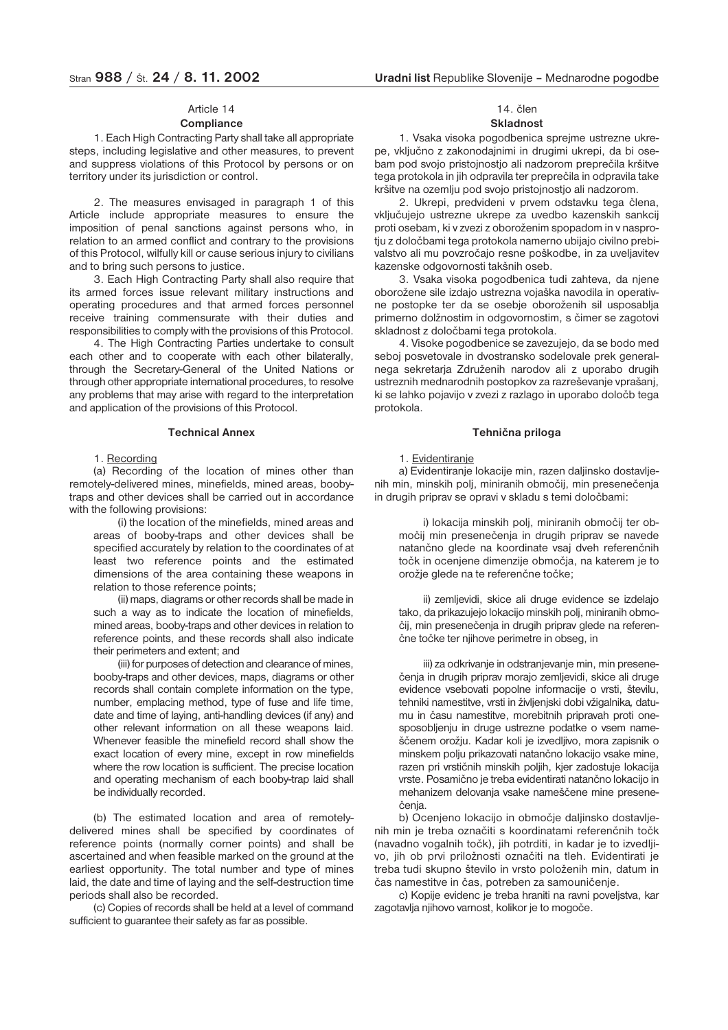Article 14

**Compliance**

1. Each High Contracting Party shall take all appropriate steps, including legislative and other measures, to prevent and suppress violations of this Protocol by persons or on territory under its jurisdiction or control.

2. The measures envisaged in paragraph 1 of this Article include appropriate measures to ensure the imposition of penal sanctions against persons who, in relation to an armed conflict and contrary to the provisions of this Protocol, wilfully kill or cause serious injury to civilians and to bring such persons to justice.

3. Each High Contracting Party shall also require that its armed forces issue relevant military instructions and operating procedures and that armed forces personnel receive training commensurate with their duties and responsibilities to comply with the provisions of this Protocol.

4. The High Contracting Parties undertake to consult each other and to cooperate with each other bilaterally, through the Secretary-General of the United Nations or through other appropriate international procedures, to resolve any problems that may arise with regard to the interpretation and application of the provisions of this Protocol.

**Technical Annex**

1. Recording

(a) Recording of the location of mines other than remotely-delivered mines, minefields, mined areas, booby-traps and other devices shall be carried out in accordance with the following provisions:

(i) the location of the minefields, mined areas and areas of booby-traps and other devices shall be specified accurately by relation to the coordinates of at least two reference points and the estimated dimensions of the area containing these weapons in relation to those reference points;

(ii) maps, diagrams or other records shall be made in such a way as to indicate the location of minefields, mined areas, booby-traps and other devices in relation to reference points, and these records shall also indicate their perimeters and extent; and

(iii) for purposes of detection and clearance of mines, booby-traps and other devices, maps, diagrams or other records shall contain complete information on the type, number, emplacing method, type of fuse and life time, date and time of laying, anti-handling devices (if any) and other relevant information on all these weapons laid. Whenever feasible the minefield record shall show the exact location of every mine, except in row minefields where the row location is sufficient. The precise location and operating mechanism of each booby-trap laid shall be individually recorded.

(b) The estimated location and area of remotely-delivered mines shall be specified by coordinates of reference points (normally corner points) and shall be ascertained and when feasible marked on the ground at the earliest opportunity. The total number and type of mines laid, the date and time of laying and the self-destruction time periods shall also be recorded.

(c) Copies of records shall be held at a level of command sufficient to guarantee their safety as far as possible.

14. člen

**Skladnost**

1. Vsaka visoka pogodbenica sprejme ustrezne ukrepe, vključno z zakonodajnimi in drugimi ukrepi, da bi osebam pod svojo pristojnostjo ali nadzorom preprečila kršitve tega protokola in jih odpravila ter preprečila in odpravila take kršitve na ozemlju pod svojo pristojnostjo ali nadzorom.

2. Ukrepi, predvideni v prvem odstavku tega člena, vključujejo ustrezne ukrepe za uvedbo kazenskih sankcij proti osebam, ki v zvezi z oboroženim spopadom in v nasprotju z določbami tega protokola namerno ubijajo civilno prebivalstvo ali mu povzročajo resne poškodbe, in za uveljavitev kazenske odgovornosti takšnih oseb.

3. Vsaka visoka pogodbenica tudi zahteva, da njene oborožene sile izdajo ustrezna vojaška navodila in operativne postopke ter da se osebje oboroženih sil usposablja primerno dolžnostim in odgovornostim, s čimer se zagotovi skladnost z določbami tega protokola.

4. Visoke pogodbenice se zavezujejo, da se bodo med seboj posvetovale in dvostransko sodelovale prek generalnega sekretarja Združenih narodov ali z uporabo drugih ustreznih mednarodnih postopkov za razreševanje vprašanj, ki se lahko pojavijo v zvezi z razlago in uporabo določb tega protokola.

**Tehnična priloga**

1. Evidentiranje

a) Evidentiranje lokacije min, razen daljinsko dostavljenih min, minskih polj, miniranih območij, min presenečenja in drugih priprav se opravi v skladu s temi določbami:

i) lokacija minskih polj, miniranih območij ter območij min presenečenja in drugih priprav se navede natančno glede na koordinate vsaj dveh referenčnih točk in ocenjene dimenzije območja, na katerem je to orožje glede na te referenčne točke;

ii) zemljevidi, skice ali druge evidence se izdelajo tako, da prikazujejo lokacijo minskih polj, miniranih območij, min presenečenja in drugih priprav glede na referenčne točke ter njihove perimetre in obseg, in

iii) za odkrivanje in odstranjevanje min, min presenečenja in drugih priprav morajo zemljevidi, skice ali druge evidence vsebovati popolne informacije o vrsti, številu, tehniki namestitve, vrsti in življenjski dobi vžigalnika, datumu in času namestitve, morebitnih pripravah proti onesposobljenju in druge ustrezne podatke o vsem nameščenem orožju. Kadar koli je izvedljivo, mora zapisnik o minskem polju prikazovati natančno lokacijo vsake mine, razen pri vrstičnih minskih poljih, kjer zadostuje lokacija vrste. Posamično je treba evidentirati natančno lokacijo in mehanizem delovanja vsake nameščene mine presenečenja.

b) Ocenjeno lokacijo in območje daljinsko dostavljenih min je treba označiti s koordinatami referenčnih točk (navadno vogalnih točk), jih potrditi, in kadar je to izvedljivo, jih ob prvi priložnosti označiti na tleh. Evidentirati je treba tudi skupno število in vrsto položenih min, datum in čas namestitve in čas, potreben za samouničenje.

c) Kopije evidenc je treba hraniti na ravni poveljstva, kar zagotavlja njihovo varnost, kolikor je to mogoče.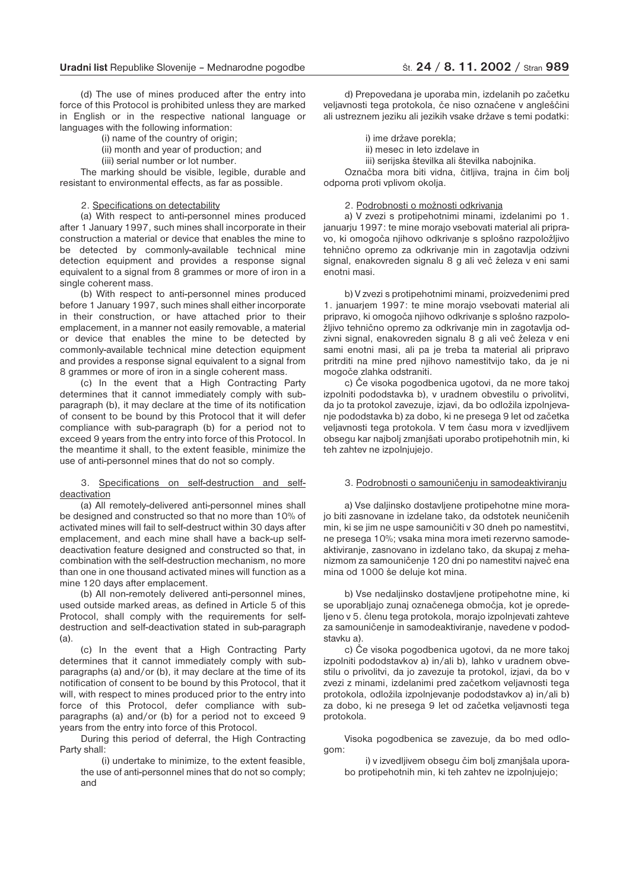(d) The use of mines produced after the entry into force of this Protocol is prohibited unless they are marked in English or in the respective national language or languages with the following information:

(i) name of the country of origin;

(ii) month and year of production; and

(iii) serial number or lot number.

The marking should be visible, legible, durable and resistant to environmental effects, as far as possible.

2. Specifications on detectability

(a) With respect to anti-personnel mines produced after 1 January 1997, such mines shall incorporate in their construction a material or device that enables the mine to be detected by commonly-available technical mine detection equipment and provides a response signal equivalent to a signal from 8 grammes or more of iron in a single coherent mass.

(b) With respect to anti-personnel mines produced before 1 January 1997, such mines shall either incorporate in their construction, or have attached prior to their emplacement, in a manner not easily removable, a material or device that enables the mine to be detected by commonly-available technical mine detection equipment and provides a response signal equivalent to a signal from 8 grammes or more of iron in a single coherent mass.

(c) In the event that a High Contracting Party determines that it cannot immediately comply with sub-paragraph (b), it may declare at the time of its notification of consent to be bound by this Protocol that it will defer compliance with sub-paragraph (b) for a period not to exceed 9 years from the entry into force of this Protocol. In the meantime it shall, to the extent feasible, minimize the use of anti-personnel mines that do not so comply.

3. Specifications on self-destruction and self-deactivation

(a) All remotely-delivered anti-personnel mines shall be designed and constructed so that no more than 10% of activated mines will fail to self-destruct within 30 days after emplacement, and each mine shall have a back-up self-deactivation feature designed and constructed so that, in combination with the self-destruction mechanism, no more than one in one thousand activated mines will function as a mine 120 days after emplacement.

(b) All non-remotely delivered anti-personnel mines, used outside marked areas, as defined in Article 5 of this Protocol, shall comply with the requirements for self-destruction and self-deactivation stated in sub-paragraph (a).

(c) In the event that a High Contracting Party determines that it cannot immediately comply with sub-paragraphs (a) and/or (b), it may declare at the time of its notification of consent to be bound by this Protocol, that it will, with respect to mines produced prior to the entry into force of this Protocol, defer compliance with sub-paragraphs (a) and/or (b) for a period not to exceed 9 years from the entry into force of this Protocol.

During this period of deferral, the High Contracting Party shall:

(i) undertake to minimize, to the extent feasible, the use of anti-personnel mines that do not so comply; and

d) Prepovedana je uporaba min, izdelanih po začetku veljavnosti tega protokola, če niso označene v angleščini ali ustreznem jeziku ali jezikih vsake države s temi podatki:

i) ime države porekla;

ii) mesec in leto izdelave in

iii) serijska številka ali številka nabojnika.

Označba mora biti vidna, čitljiva, trajna in čim bolj odporna proti vplivom okolja.

2. Podrobnosti o možnosti odkrivanja

a) V zvezi s protipehotnimi minami, izdelanimi po 1. januarju 1997: te mine morajo vsebovati material ali pripravo, ki omogoča njihovo odkrivanje s splošno razpoložljivo tehnično opremo za odkrivanje min in zagotavlja odzivni signal, enakovreden signalu 8 g ali več železa v eni sami enotni masi.

b) V zvezi s protipehotnimi minami, proizvedenimi pred 1. januarjem 1997: te mine morajo vsebovati material ali pripravo, ki omogoča njihovo odkrivanje s splošno razpoložljivo tehnično opremo za odkrivanje min in zagotavlja odzivni signal, enakovreden signalu 8 g ali več železa v eni sami enotni masi, ali pa je treba ta material ali pripravo pritrditi na mine pred njihovo namestitvijo tako, da je ni mogoče zlahka odstraniti.

c) Če visoka pogodbenica ugotovi, da ne more takoj izpolniti pododstavka b), v uradnem obvestilu o privolitvi, da jo ta protokol zavezuje, izjavi, da bo odložila izpolnjevanje pododstavka b) za dobo, ki ne presega 9 let od začetka veljavnosti tega protokola. V tem času mora v izvedljivem obsegu kar najbolj zmanjšati uporabo protipehotnih min, ki teh zahtev ne izpolnjujejo.

3. Podrobnosti o samouničenju in samodeaktiviranju

a) Vse daljinsko dostavljene protipehotne mine morajo biti zasnovane in izdelane tako, da odstotek neuničenih min, ki se jim ne uspe samouničiti v 30 dneh po namestitvi, ne presega 10%; vsaka mina mora imeti rezervno samodeaktiviranje, zasnovano in izdelano tako, da skupaj z mehanizmom za samouničenje 120 dni po namestitvi največ ena mina od 1000 še deluje kot mina.

b) Vse nedaljinsko dostavljene protipehotne mine, ki se uporabljajo zunaj označenega območja, kot je opredeljeno v 5. členu tega protokola, morajo izpolnjevati zahteve za samouničenje in samodeaktiviranje, navedene v pododstavku a).

c) Če visoka pogodbenica ugotovi, da ne more takoj izpolniti pododstavkov a) in/ali b), lahko v uradnem obvestilu o privolitvi, da jo zavezuje ta protokol, izjavi, da bo v zvezi z minami, izdelanimi pred začetkom veljavnosti tega protokola, odložila izpolnjevanje pododstavkov a) in/ali b) za dobo, ki ne presega 9 let od začetka veljavnosti tega protokola.

Visoka pogodbenica se zavezuje, da bo med odlogom:

i) v izvedljivem obsegu čim bolj zmanjšala uporabo protipehotnih min, ki teh zahtev ne izpolnjujejo;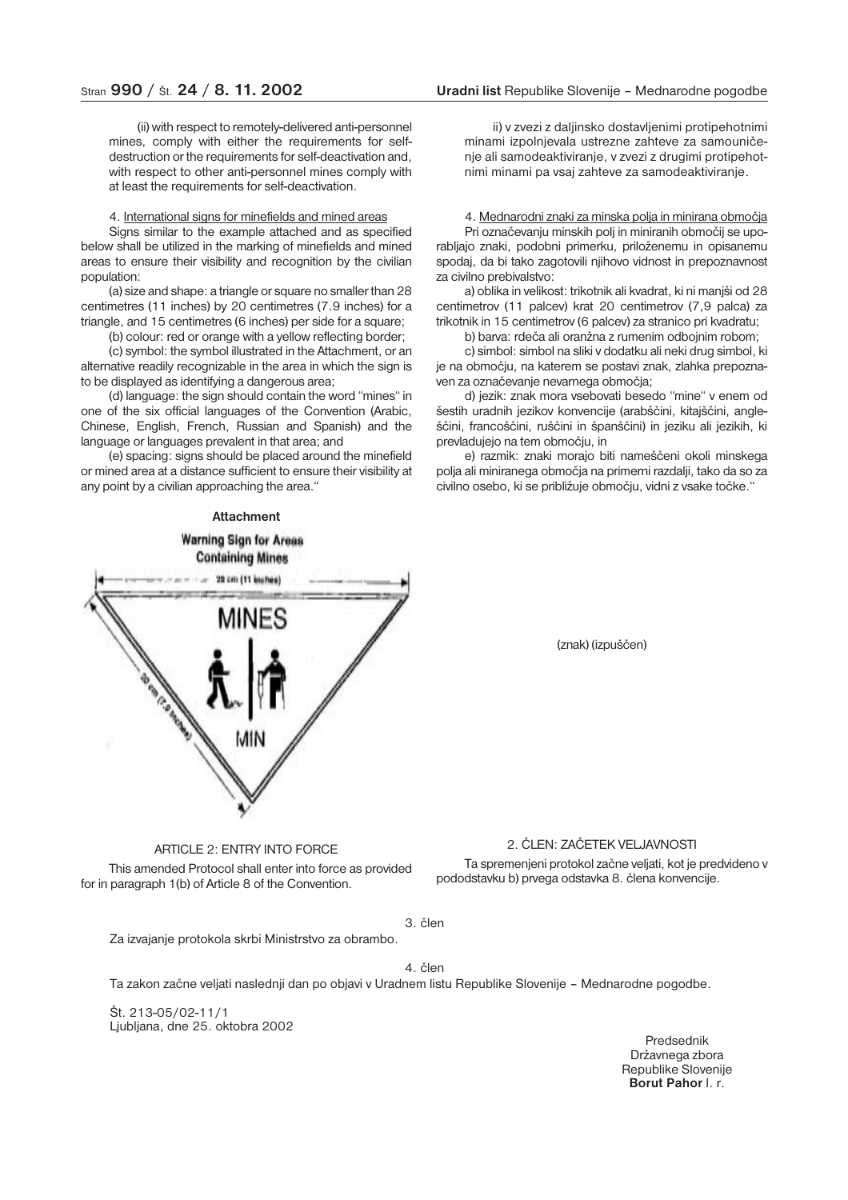(ii) with respect to remotely-delivered anti-personnel mines, comply with either the requirements for self-destruction or the requirements for self-deactivation and, with respect to other anti-personnel mines comply with at least the requirements for self-deactivation.

4. International signs for minefields and mined areas

Signs similar to the example attached and as specified below shall be utilized in the marking of minefields and mined areas to ensure their visibility and recognition by the civilian population:

(a) size and shape: a triangle or square no smaller than 28 centimetres (11 inches) by 20 centimetres (7.9 inches) for a triangle, and 15 centimetres (6 inches) per side for a square;

(b) colour: red or orange with a yellow reflecting border;

(c) symbol: the symbol illustrated in the Attachment, or an alternative readily recognizable in the area in which the sign is to be displayed as identifying a dangerous area;

(d) language: the sign should contain the word "mines" in one of the six official languages of the Convention (Arabic, Chinese, English, French, Russian and Spanish) and the language or languages prevalent in that area; and

(e) spacing: signs should be placed around the minefield or mined area at a distance sufficient to ensure their visibility at any point by a civilian approaching the area."

ii) v zvezi z daljinsko dostavljenimi protipehotnimi minami izpolnjevala ustrezne zahteve za samouničenje ali samodeaktiviranje, v zvezi z drugimi protipehotnimi minami pa vsaj zahteve za samodeaktiviranje.

4. Mednarodni znaki za minska polja in minirana območja

Pri označevanju minskih polj in miniranih območij se uporabljajo znaki, podobni primerku, priloženemu in opisanemu spodaj, da bi tako zagotovili njihovo vidnost in prepoznavnost za civilno prebivalstvo:

a) oblika in velikost: trikotnik ali kvadrat, ki ni manjši od 28 centimetrov (11 palcev) krat 20 centimetrov (7,9 palca) za trikotnik in 15 centimetrov (6 palcev) za stranico pri kvadratu;

b) barva: rdeča ali oranžna z rumenim odbojnim robom;

c) simbol: simbol na sliki v dodatku ali neki drug simbol, ki je na območju, na katerem se postavi znak, zlahka prepoznaven za označevanje nevarnega območja;

d) jezik: znak mora vsebovati besedo "mine" v enem od šestih uradnih jezikov konvencije (arabščini, kitajščini, angleščini, francoščini, ruščini in španščini) in jeziku ali jezikih, ki prevladujejo na tem območju, in

e) razmik: znaki morajo biti nameščeni okoli minskega polja ali miniranega območja na primerni razdalji, tako da so za civilno osebo, ki se približuje območju, vidni z vsake točke."

**Attachment**

**Warning Sign for Areas Containing Mines**

28 cm (11 inches)

MINES

MIN

20 cm (7.9 inches)

(znak) (izpuščen)

ARTICLE 2: ENTRY INTO FORCE

This amended Protocol shall enter into force as provided for in paragraph 1(b) of Article 8 of the Convention.

2. ČLEN: ZAČETEK VELJAVNOSTI

Ta spremenjeni protokol začne veljati, kot je predvideno v pododstavku b) prvega odstavka 8. člena konvencije.

3. člen

Za izvajanje protokola skrbi Ministrstvo za obrambo.

4. člen

Ta zakon začne veljati naslednji dan po objavi v Uradnem listu Republike Slovenije – Mednarodne pogodbe.

Št. 213-05/02-11/1

Ljubljana, dne 25. oktobra 2002

Predsednik
Državnega zbora
Republike Slovenije
**Borut Pahor** l. r.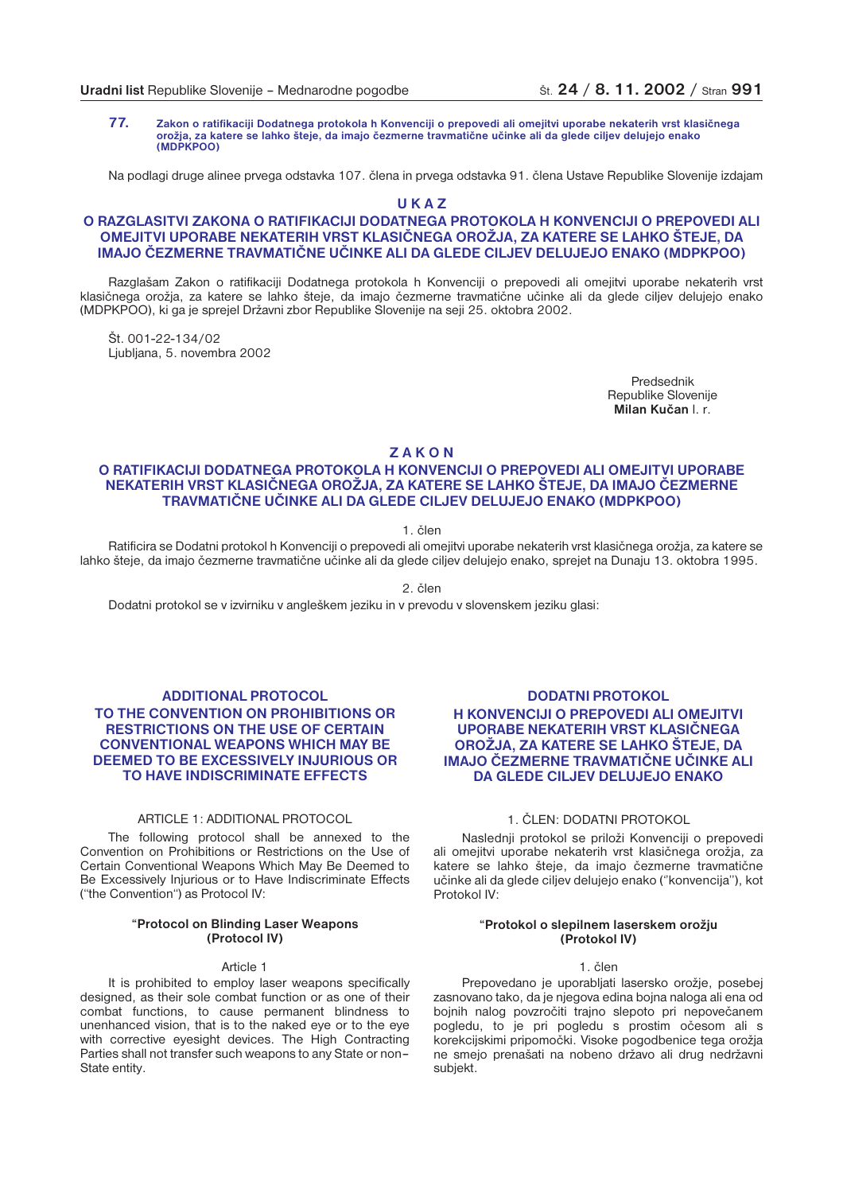**77. Zakon o ratifikaciji Dodatnega protokola h Konvenciji o prepovedi ali omejitvi uporabe nekaterih vrst klasičnega orožja, za katere se lahko šteje, da imajo čezmerne travmatične učinke ali da glede ciljev delujejo enako (MDPKPOO)**

Na podlagi druge alinee prvega odstavka 107. člena in prvega odstavka 91. člena Ustave Republike Slovenije izdajam

# U K A Z

## O RAZGLASITVI ZAKONA O RATIFIKACIJI DODATNEGA PROTOKOLA H KONVENCIJI O PREPOVEDI ALI OMEJITVI UPORABE NEKATERIH VRST KLASIČNEGA OROŽJA, ZA KATERE SE LAHKO ŠTEJE, DA IMAJO ČEZMERNE TRAVMATIČNE UČINKE ALI DA GLEDE CILJEV DELUJEJO ENAKO (MDPKPOO)

Razglašam Zakon o ratifikaciji Dodatnega protokola h Konvenciji o prepovedi ali omejitvi uporabe nekaterih vrst klasičnega orožja, za katere se lahko šteje, da imajo čezmerne travmatične učinke ali da glede ciljev delujejo enako (MDPKPOO), ki ga je sprejel Državni zbor Republike Slovenije na seji 25. oktobra 2002.

Št. 001-22-134/02
Ljubljana, 5. novembra 2002

Predsednik
Republike Slovenije
**Milan Kučan** l. r.

# Z A K O N

## O RATIFIKACIJI DODATNEGA PROTOKOLA H KONVENCIJI O PREPOVEDI ALI OMEJITVI UPORABE NEKATERIH VRST KLASIČNEGA OROŽJA, ZA KATERE SE LAHKO ŠTEJE, DA IMAJO ČEZMERNE TRAVMATIČNE UČINKE ALI DA GLEDE CILJEV DELUJEJO ENAKO (MDPKPOO)

1. člen

Ratificira se Dodatni protokol h Konvenciji o prepovedi ali omejitvi uporabe nekaterih vrst klasičnega orožja, za katere se lahko šteje, da imajo čezmerne travmatične učinke ali da glede ciljev delujejo enako, sprejet na Dunaju 13. oktobra 1995.

2. člen

Dodatni protokol se v izvirniku v angleškem jeziku in v prevodu v slovenskem jeziku glasi:

## ADDITIONAL PROTOCOL TO THE CONVENTION ON PROHIBITIONS OR RESTRICTIONS ON THE USE OF CERTAIN CONVENTIONAL WEAPONS WHICH MAY BE DEEMED TO BE EXCESSIVELY INJURIOUS OR TO HAVE INDISCRIMINATE EFFECTS

ARTICLE 1: ADDITIONAL PROTOCOL

The following protocol shall be annexed to the Convention on Prohibitions or Restrictions on the Use of Certain Conventional Weapons Which May Be Deemed to Be Excessively Injurious or to Have Indiscriminate Effects ("the Convention") as Protocol IV:

**"Protocol on Blinding Laser Weapons (Protocol IV)**

Article 1

It is prohibited to employ laser weapons specifically designed, as their sole combat function or as one of their combat functions, to cause permanent blindness to unenhanced vision, that is to the naked eye or to the eye with corrective eyesight devices. The High Contracting Parties shall not transfer such weapons to any State or non-State entity.

## DODATNI PROTOKOL H KONVENCIJI O PREPOVEDI ALI OMEJITVI UPORABE NEKATERIH VRST KLASIČNEGA OROŽJA, ZA KATERE SE LAHKO ŠTEJE, DA IMAJO ČEZMERNE TRAVMATIČNE UČINKE ALI DA GLEDE CILJEV DELUJEJO ENAKO

1. ČLEN: DODATNI PROTOKOL

Naslednji protokol se priloži Konvenciji o prepovedi ali omejitvi uporabe nekaterih vrst klasičnega orožja, za katere se lahko šteje, da imajo čezmerne travmatične učinke ali da glede ciljev delujejo enako ("konvencija"), kot Protokol IV:

**"Protokol o slepilnem laserskem orožju (Protokol IV)**

1. člen

Prepovedano je uporabljati lasersko orožje, posebej zasnovano tako, da je njegova edina bojna naloga ali ena od bojnih nalog povzročiti trajno slepoto pri nepovečanem pogledu, to je pri pogledu s prostim očesom ali s korekcijskimi pripomočki. Visoke pogodbenice tega orožja ne smejo prenašati na nobeno državo ali drug nedržavni subjekt.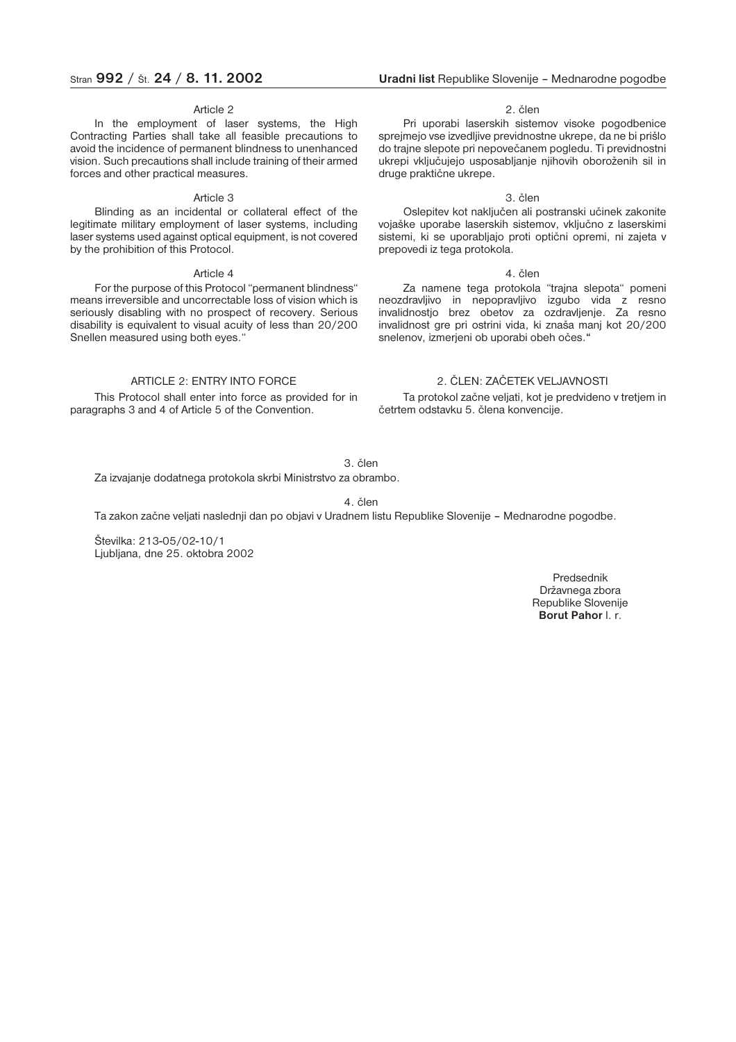Article 2

In the employment of laser systems, the High Contracting Parties shall take all feasible precautions to avoid the incidence of permanent blindness to unenhanced vision. Such precautions shall include training of their armed forces and other practical measures.

Article 3

Blinding as an incidental or collateral effect of the legitimate military employment of laser systems, including laser systems used against optical equipment, is not covered by the prohibition of this Protocol.

Article 4

For the purpose of this Protocol "permanent blindness" means irreversible and uncorrectable loss of vision which is seriously disabling with no prospect of recovery. Serious disability is equivalent to visual acuity of less than 20/200 Snellen measured using both eyes."

ARTICLE 2: ENTRY INTO FORCE

This Protocol shall enter into force as provided for in paragraphs 3 and 4 of Article 5 of the Convention.

2. člen

Pri uporabi laserskih sistemov visoke pogodbenice sprejmejo vse izvedljive previdnostne ukrepe, da ne bi prišlo do trajne slepote pri nepovečanem pogledu. Ti previdnostni ukrepi vključujejo usposabljanje njihovih oboroženih sil in druge praktične ukrepe.

3. člen

Oslepitev kot naključen ali postranski učinek zakonite vojaške uporabe laserskih sistemov, vključno z laserskimi sistemi, ki se uporabljajo proti optični opremi, ni zajeta v prepovedi iz tega protokola.

4. člen

Za namene tega protokola "trajna slepota" pomeni neozdravljivo in nepopravljivo izgubo vida z resno invalidnostjo brez obetov za ozdravljenje. Za resno invalidnost gre pri ostrini vida, ki znaša manj kot 20/200 snelenov, izmerjeni ob uporabi obeh očes."

2. ČLEN: ZAČETEK VELJAVNOSTI

Ta protokol začne veljati, kot je predvideno v tretjem in četrtem odstavku 5. člena konvencije.

3. člen

Za izvajanje dodatnega protokola skrbi Ministrstvo za obrambo.

4. člen

Ta zakon začne veljati naslednji dan po objavi v Uradnem listu Republike Slovenije – Mednarodne pogodbe.

Številka: 213-05/02-10/1
Ljubljana, dne 25. oktobra 2002

Predsednik
Državnega zbora
Republike Slovenije
**Borut Pahor** l. r.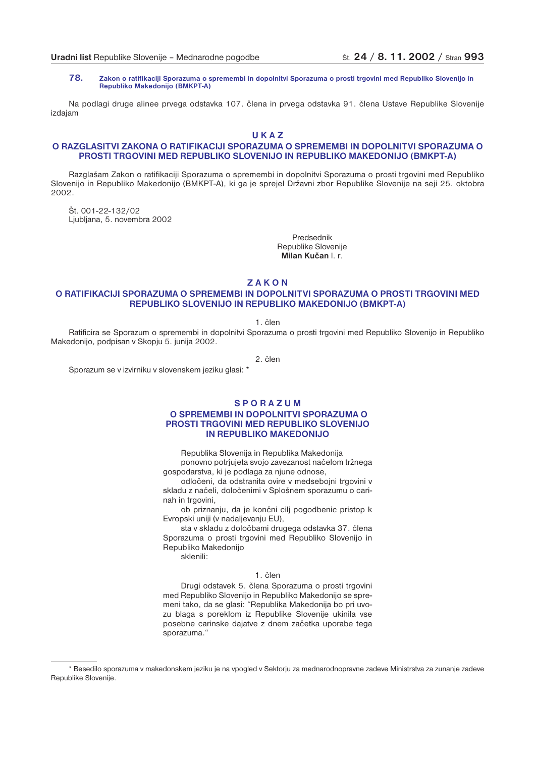## 78. Zakon o ratifikaciji Sporazuma o spremembi in dopolnitvi Sporazuma o prosti trgovini med Republiko Slovenijo in Republiko Makedonijo (BMKPT-A)

Na podlagi druge alinee prvega odstavka 107. člena in prvega odstavka 91. člena Ustave Republike Slovenije izdajam

### U K A Z
### O RAZGLASITVI ZAKONA O RATIFIKACIJI SPORAZUMA O SPREMEMBI IN DOPOLNITVI SPORAZUMA O PROSTI TRGOVINI MED REPUBLIKO SLOVENIJO IN REPUBLIKO MAKEDONIJO (BMKPT-A)

Razglašam Zakon o ratifikaciji Sporazuma o spremembi in dopolnitvi Sporazuma o prosti trgovini med Republiko Slovenijo in Republiko Makedonijo (BMKPT-A), ki ga je sprejel Državni zbor Republike Slovenije na seji 25. oktobra 2002.

Št. 001-22-132/02
Ljubljana, 5. novembra 2002

Predsednik
Republike Slovenije
**Milan Kučan** l. r.

### Z A K O N
### O RATIFIKACIJI SPORAZUMA O SPREMEMBI IN DOPOLNITVI SPORAZUMA O PROSTI TRGOVINI MED REPUBLIKO SLOVENIJO IN REPUBLIKO MAKEDONIJO (BMKPT-A)

1. člen

Ratificira se Sporazum o spremembi in dopolnitvi Sporazuma o prosti trgovini med Republiko Slovenijo in Republiko Makedonijo, podpisan v Skopju 5. junija 2002.

2. člen

Sporazum se v izvirniku v slovenskem jeziku glasi: *

### S P O R A Z U M
### O SPREMEMBI IN DOPOLNITVI SPORAZUMA O PROSTI TRGOVINI MED REPUBLIKO SLOVENIJO IN REPUBLIKO MAKEDONIJO

Republika Slovenija in Republika Makedonija

ponovno potrjujeta svojo zavezanost načelom tržnega gospodarstva, ki je podlaga za njune odnose,

odločeni, da odstranita ovire v medsebojni trgovini v skladu z načeli, določenimi v Splošnem sporazumu o carinah in trgovini,

ob priznanju, da je končni cilj pogodbenic pristop k Evropski uniji (v nadaljevanju EU),

sta v skladu z določbami drugega odstavka 37. člena Sporazuma o prosti trgovini med Republiko Slovenijo in Republiko Makedonijo

sklenili:

1. člen

Drugi odstavek 5. člena Sporazuma o prosti trgovini med Republiko Slovenijo in Republiko Makedonijo se spremeni tako, da se glasi: "Republika Makedonija bo pri uvozu blaga s poreklom iz Republike Slovenije ukinila vse posebne carinske dajatve z dnem začetka uporabe tega sporazuma."

---

* Besedilo sporazuma v makedonskem jeziku je na vpogled v Sektorju za mednarodnopravne zadeve Ministrstva za zunanje zadeve Republike Slovenije.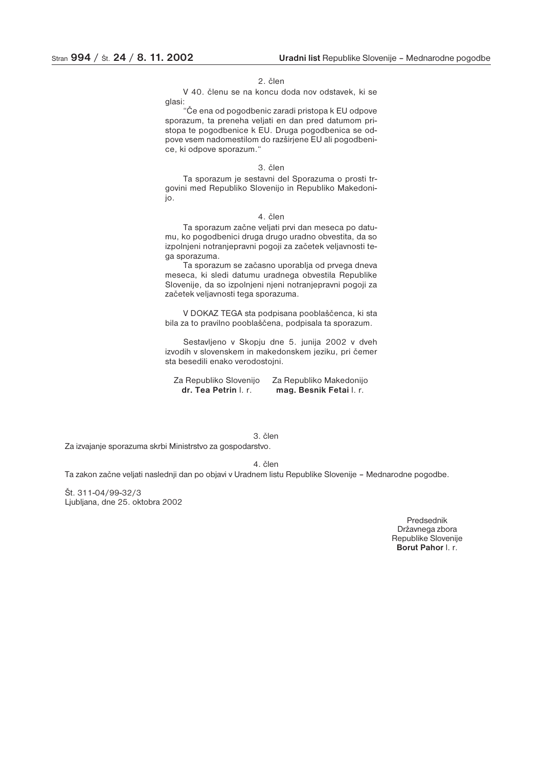2. člen

V 40. členu se na koncu doda nov odstavek, ki se glasi:

"Če ena od pogodbenic zaradi pristopa k EU odpove sporazum, ta preneha veljati en dan pred datumom pristopa te pogodbenice k EU. Druga pogodbenica se odpove vsem nadomestilom do razširjene EU ali pogodbenice, ki odpove sporazum."

3. člen

Ta sporazum je sestavni del Sporazuma o prosti trgovini med Republiko Slovenijo in Republiko Makedonijo.

4. člen

Ta sporazum začne veljati prvi dan meseca po datumu, ko pogodbenici druga drugo uradno obvestita, da so izpolnjeni notranjepravni pogoji za začetek veljavnosti tega sporazuma.

Ta sporazum se začasno uporablja od prvega dneva meseca, ki sledi datumu uradnega obvestila Republike Slovenije, da so izpolnjeni njeni notranjepravni pogoji za začetek veljavnosti tega sporazuma.

V DOKAZ TEGA sta podpisana pooblaščenca, ki sta bila za to pravilno pooblaščena, podpisala ta sporazum.

Sestavljeno v Skopju dne 5. junija 2002 v dveh izvodih v slovenskem in makedonskem jeziku, pri čemer sta besedili enako verodostojni.

| Za Republiko Slovenijo | Za Republiko Makedonijo |
| --- | --- |
| **dr. Tea Petrin** l. r. | **mag. Besnik Fetai** l. r. |

3. člen

Za izvajanje sporazuma skrbi Ministrstvo za gospodarstvo.

4. člen

Ta zakon začne veljati naslednji dan po objavi v Uradnem listu Republike Slovenije – Mednarodne pogodbe.

Št. 311-04/99-32/3
Ljubljana, dne 25. oktobra 2002

Predsednik
Državnega zbora
Republike Slovenije
**Borut Pahor** l. r.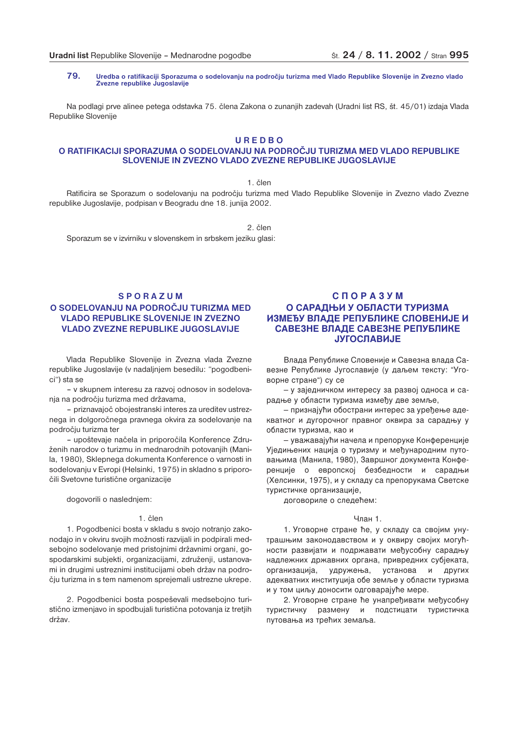**79. Uredba o ratifikaciji Sporazuma o sodelovanju na področju turizma med Vlado Republike Slovenije in Zvezno vlado Zvezne republike Jugoslavije**

Na podlagi prve alinee petega odstavka 75. člena Zakona o zunanjih zadevah (Uradni list RS, št. 45/01) izdaja Vlada Republike Slovenije

## U R E D B O
## O RATIFIKACIJI SPORAZUMA O SODELOVANJU NA PODROČJU TURIZMA MED VLADO REPUBLIKE SLOVENIJE IN ZVEZNO VLADO ZVEZNE REPUBLIKE JUGOSLAVIJE

1. člen

Ratificira se Sporazum o sodelovanju na področju turizma med Vlado Republike Slovenije in Zvezno vlado Zvezne republike Jugoslavije, podpisan v Beogradu dne 18. junija 2002.

2. člen

Sporazum se v izvirniku v slovenskem in srbskem jeziku glasi:

## S P O R A Z U M
## O SODELOVANJU NA PODROČJU TURIZMA MED VLADO REPUBLIKE SLOVENIJE IN ZVEZNO VLADO ZVEZNE REPUBLIKE JUGOSLAVIJE

Vlada Republike Slovenije in Zvezna vlada Zvezne republike Jugoslavije (v nadaljnjem besedilu: "pogodbenici") sta se

– v skupnem interesu za razvoj odnosov in sodelovanja na področju turizma med državama,

– priznavajoč obojestranski interes za ureditev ustreznega in dolgoročnega pravnega okvira za sodelovanje na področju turizma ter

– upoštevaje načela in priporočila Konference Združenih narodov o turizmu in mednarodnih potovanjih (Manila, 1980), Sklepnega dokumenta Konference o varnosti in sodelovanju v Evropi (Helsinki, 1975) in skladno s priporočili Svetovne turistične organizacije

dogovorili o naslednjem:

1. člen

1. Pogodbenici bosta v skladu s svojo notranjo zakonodajo in v okviru svojih možnosti razvijali in podpirali medsebojno sodelovanje med pristojnimi državnimi organi, gospodarskimi subjekti, organizacijami, združenji, ustanovami in drugimi ustreznimi institucijami obeh držav na področju turizma in s tem namenom sprejemali ustrezne ukrepe.

2. Pogodbenici bosta pospeševali medsebojno turistično izmenjavo in spodbujali turistična potovanja iz tretjih držav.

## С П О Р А З У М
## О САРАДЊИ У ОБЛАСТИ ТУРИЗМА ИЗМЕЂУ ВЛАДЕ РЕПУБЛИКЕ СЛОВЕНИЈЕ И САВЕЗНЕ ВЛАДЕ САВЕЗНЕ РЕПУБЛИКЕ ЈУГОСЛАВИЈЕ

Влада Републике Словеније и Савезна влада Савезне Републике Југославије (у даљем тексту: "Уговорне стране") су се

– у заједничком интересу за развој односа и сарадње у области туризма између две земље,

– признајући обострани интерес за уређење адекватног и дугорочног правног оквира за сарадњу у области туризма, као и

– уважавајући начела и препоруке Конференције Уједињених нација о туризму и међународним путовањима (Манила, 1980), Завршног документа Конференције о европској безбедности и сарадњи (Хелсинки, 1975), и у складу са препорукама Светске туристичке организације,

договориле о следећем:

Члан 1.

1. Уговорне стране ће, у складу са својим унутрашњим законодавством и у оквиру својих могућности развијати и подржавати међусобну сарадњу надлежних државних органа, привредних субјеката, организација, удружења, установа и других адекватних институција обе земље у области туризма и у том циљу доносити одговарајуће мере.

2. Уговорне стране ће унапређивати међусобну туристичку размену и подстицати туристичка путовања из трећих земаља.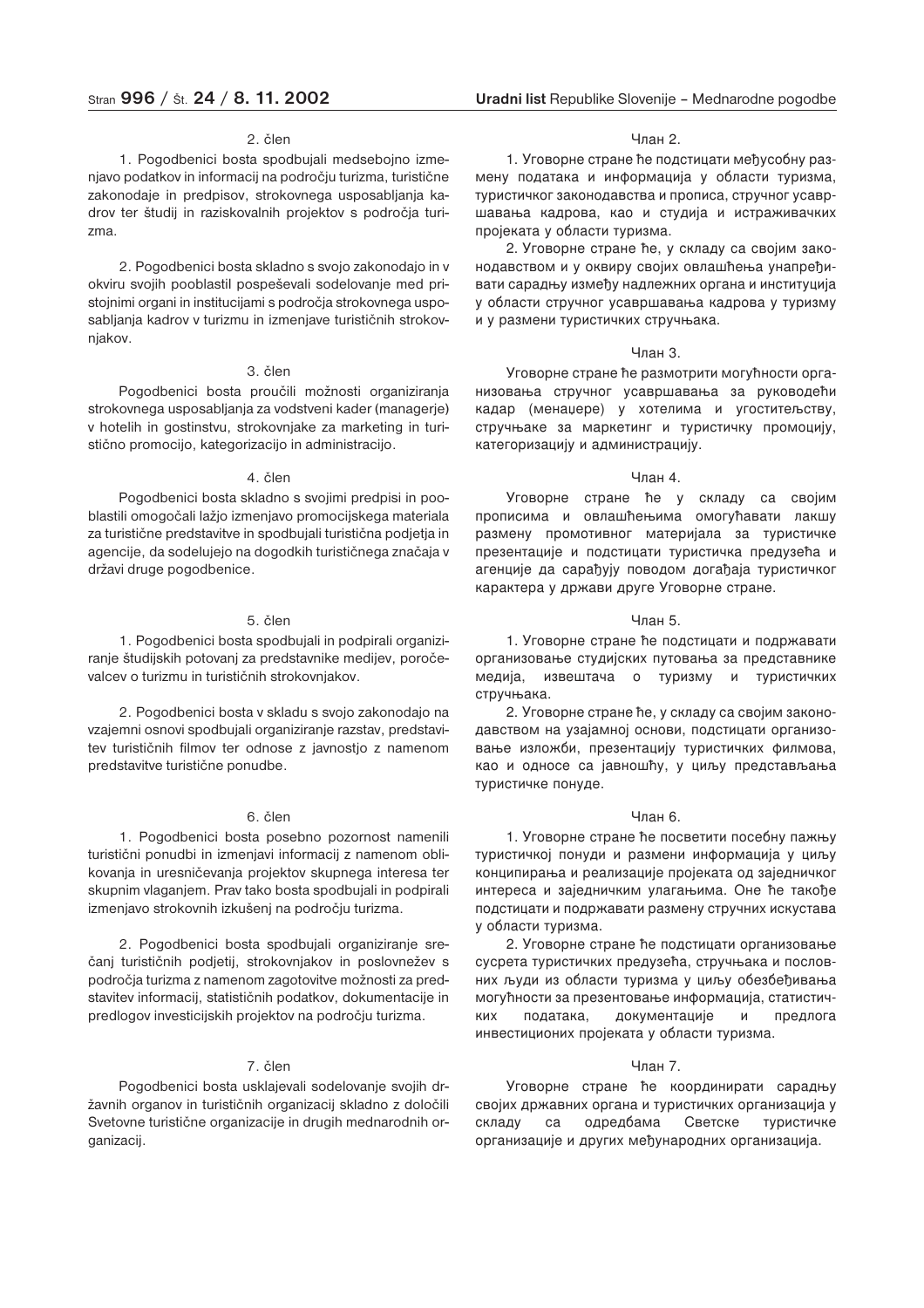2. člen

1. Pogodbenici bosta spodbujali medsebojno izmenjavo podatkov in informacij na področju turizma, turistične zakonodaje in predpisov, strokovnega usposabljanja kadrov ter študij in raziskovalnih projektov s področja turizma.

2. Pogodbenici bosta skladno s svojo zakonodajo in v okviru svojih pooblastil pospeševali sodelovanje med pristojnimi organi in institucijami s področja strokovnega usposabljanja kadrov v turizmu in izmenjave turističnih strokovnjakov.

3. člen

Pogodbenici bosta proučili možnosti organiziranja strokovnega usposabljanja za vodstveni kader (managerje) v hotelih in gostinstvu, strokovnjake za marketing in turistično promocijo, kategorizacijo in administracijo.

4. člen

Pogodbenici bosta skladno s svojimi predpisi in pooblastili omogočali lažjo izmenjavo promocijskega materiala za turistične predstavitve in spodbujali turistična podjetja in agencije, da sodelujejo na dogodkih turističnega značaja v državi druge pogodbenice.

5. člen

1. Pogodbenici bosta spodbujali in podpirali organiziranje študijskih potovanj za predstavnike medijev, poročevalcev o turizmu in turističnih strokovnjakov.

2. Pogodbenici bosta v skladu s svojo zakonodajo na vzajemni osnovi spodbujali organiziranje razstav, predstavitev turističnih filmov ter odnose z javnostjo z namenom predstavitve turistične ponudbe.

6. člen

1. Pogodbenici bosta posebno pozornost namenili turistični ponudbi in izmenjavi informacij z namenom oblikovanja in uresničevanja projektov skupnega interesa ter skupnim vlaganjem. Prav tako bosta spodbujali in podpirali izmenjavo strokovnih izkušenj na področju turizma.

2. Pogodbenici bosta spodbujali organiziranje srečanj turističnih podjetij, strokovnjakov in poslovnežev s področja turizma z namenom zagotovitve možnosti za predstavitev informacij, statističnih podatkov, dokumentacije in predlogov investicijskih projektov na področju turizma.

7. člen

Pogodbenici bosta usklajevali sodelovanje svojih državnih organov in turističnih organizacij skladno z določili Svetovne turistične organizacije in drugih mednarodnih organizacij.

Члан 2.

1. Уговорне стране ће подстицати међусобну размену података и информација у области туризма, туристичког законодавства и прописа, стручног усавршавања кадрова, као и студија и истраживачких пројеката у области туризма.

2. Уговорне стране ће, у складу са својим законодавством и у оквиру својих овлашћења унапређивати сарадњу између надлежних органа и институција у области стручног усавршавања кадрова у туризму и у размени туристичких стручњака.

Члан 3.

Уговорне стране ће размотрити могућности организовања стручног усавршавања за руководећи кадар (менаџере) у хотелима и угоститељству, стручњаке за маркетинг и туристичку промоцију, категоризацију и администрацију.

Члан 4.

Уговорне стране ће у складу са својим прописима и овлашћењима омогућавати лакшу размену промотивног материјала за туристичке презентације и подстицати туристичка предузећа и агенције да сарађују поводом догађаја туристичког карактера у држави друге Уговорне стране.

Члан 5.

1. Уговорне стране ће подстицати и подржавати организовање студијских путовања за представнике медија, извештача о туризму и туристичких стручњака.

2. Уговорне стране ће, у складу са својим законодавством на узајамној основи, подстицати организовање изложби, презентацију туристичких филмова, као и односе са јавношћу, у циљу представљања туристичке понуде.

Члан 6.

1. Уговорне стране ће посветити посебну пажњу туристичкој понуди и размени информација у циљу конципирања и реализације пројеката од заједничког интереса и заједничким улагањима. Оне ће такође подстицати и подржавати размену стручних искустава у области туризма.

2. Уговорне стране ће подстицати организовање сусрета туристичких предузећа, стручњака и пословних људи из области туризма у циљу обезбеђивања могућности за презентовање информација, статистичких података, документације и предлога инвестиционих пројеката у области туризма.

Члан 7.

Уговорне стране ће координирати сарадњу својих државних органа и туристичких организација у складу са одредбама Светске туристичке организације и других међународних организација.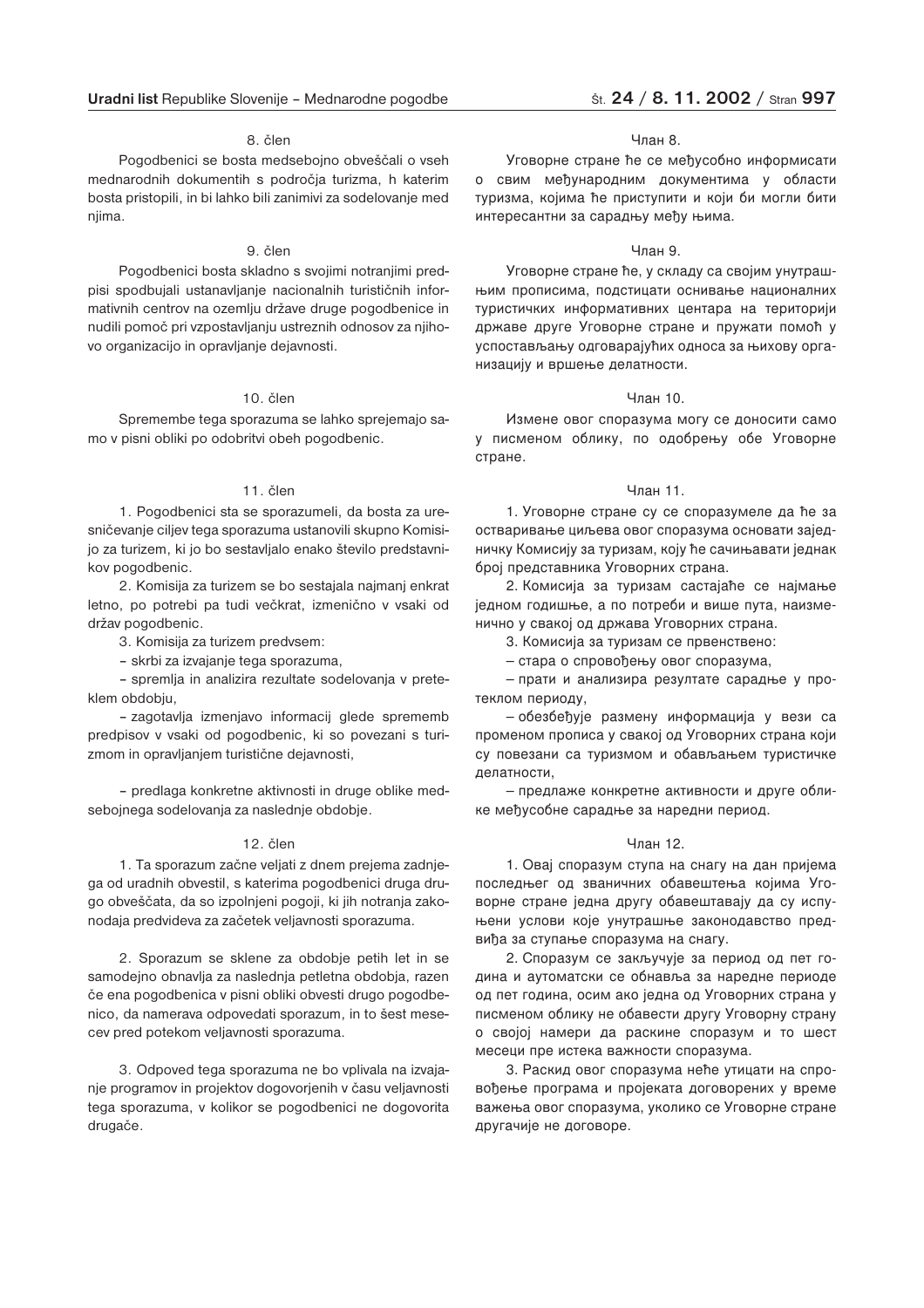8. člen

Pogodbenici se bosta medsebojno obveščali o vseh mednarodnih dokumentih s področja turizma, h katerim bosta pristopili, in bi lahko bili zanimivi za sodelovanje med njima.

9. člen

Pogodbenici bosta skladno s svojimi notranjimi predpisi spodbujali ustanavljanje nacionalnih turističnih informativnih centrov na ozemlju države druge pogodbenice in nudili pomoč pri vzpostavljanju ustreznih odnosov za njihovo organizacijo in opravljanje dejavnosti.

10. člen

Spremembe tega sporazuma se lahko sprejemajo samo v pisni obliki po odobritvi obeh pogodbenic.

11. člen

1. Pogodbenici sta se sporazumeli, da bosta za uresničevanje ciljev tega sporazuma ustanovili skupno Komisijo za turizem, ki jo bo sestavljalo enako število predstavnikov pogodbenic.

2. Komisija za turizem se bo sestajala najmanj enkrat letno, po potrebi pa tudi večkrat, izmenično v vsaki od držav pogodbenic.

3. Komisija za turizem predvsem:

– skrbi za izvajanje tega sporazuma,

– spremlja in analizira rezultate sodelovanja v preteklem obdobju,

– zagotavlja izmenjavo informacij glede sprememb predpisov v vsaki od pogodbenic, ki so povezani s turizmom in opravljanjem turistične dejavnosti,

– predlaga konkretne aktivnosti in druge oblike medsebojnega sodelovanja za naslednje obdobje.

12. člen

1. Ta sporazum začne veljati z dnem prejema zadnjega od uradnih obvestil, s katerima pogodbenici druga drugo obveščata, da so izpolnjeni pogoji, ki jih notranja zakonodaja predvideva za začetek veljavnosti sporazuma.

2. Sporazum se sklene za obdobje petih let in se samodejno obnavlja za naslednja petletna obdobja, razen če ena pogodbenica v pisni obliki obvesti drugo pogodbenico, da namerava odpovedati sporazum, in to šest mesecev pred potekom veljavnosti sporazuma.

3. Odpoved tega sporazuma ne bo vplivala na izvajanje programov in projektov dogovorjenih v času veljavnosti tega sporazuma, v kolikor se pogodbenici ne dogovorita drugače.

Члан 8.

Уговорне стране ће се међусобно информисати о свим међународним документима у области туризма, којима ће приступити и који би могли бити интересантни за сарадњу међу њима.

Члан 9.

Уговорне стране ће, у складу са својим унутрашњим прописима, подстицати оснивање националних туристичких информативних центара на територији државе друге Уговорне стране и пружати помоћ у успостављању одговарајућих односа за њихову организацију и вршење делатности.

Члан 10.

Измене овог споразума могу се доносити само у писменом облику, по одобрењу обе Уговорне стране.

Члан 11.

1. Уговорне стране су се споразумеле да ће за остваривање циљева овог споразума основати заједничку Комисију за туризам, коју ће сачињавати једнак број представника Уговорних страна.

2. Комисија за туризам састајаће се најмање једном годишње, а по потреби и више пута, наизменично у свакој од држава Уговорних страна.

3. Комисија за туризам се првенствено:

– стара о спровођењу овог споразума,

– прати и анализира резултате сарадње у протеклом периоду,

– обезбеђује размену информација у вези са променом прописа у свакој од Уговорних страна који су повезани са туризмом и обављањем туристичке делатности,

– предлаже конкретне активности и друге облике међусобне сарадње за наредни период.

Члан 12.

1. Овај споразум ступа на снагу на дан пријема последњег од званичних обавештења којима Уговорне стране једна другу обавештавају да су испуњени услови које унутрашње законодавство предвиђа за ступање споразума на снагу.

2. Споразум се закључује за период од пет година и аутоматски се обнавља за наредне периоде од пет година, осим ако једна од Уговорних страна у писменом облику не обавести другу Уговорну страну о својој намери да раскине споразум и то шест месеци пре истека важности споразума.

3. Раскид овог споразума неће утицати на спровођење програма и пројеката договорених у време важења овог споразума, уколико се Уговорне стране другачије не договоре.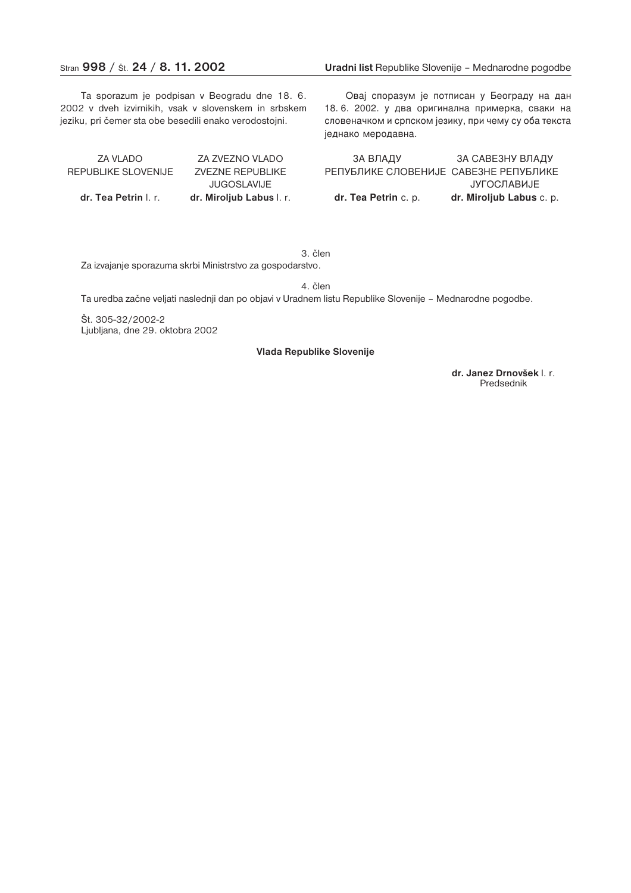Ta sporazum je podpisan v Beogradu dne 18. 6. 2002 v dveh izvirnikih, vsak v slovenskem in srbskem jeziku, pri čemer sta obe besedili enako verodostojni.

| ZA VLADO REPUBLIKE SLOVENIJE | ZA ZVEZNO VLADO ZVEZNE REPUBLIKE JUGOSLAVIJE |
|---|---|
| **dr. Tea Petrin** l. r. | **dr. Miroljub Labus** l. r. |

Овај споразум је потписан у Београду на дан 18. 6. 2002. у два оригинална примерка, сваки на словеначком и српском језику, при чему су оба текста једнако меродавна.

| ЗА ВЛАДУ РЕПУБЛИКЕ СЛОВЕНИЈЕ | ЗА САВЕЗНУ ВЛАДУ САВЕЗНЕ РЕПУБЛИКЕ ЈУГОСЛАВИЈЕ |
|---|---|
| **dr. Tea Petrin** с. р. | **dr. Miroljub Labus** с. р. |

3. člen

Za izvajanje sporazuma skrbi Ministrstvo za gospodarstvo.

4. člen

Ta uredba začne veljati naslednji dan po objavi v Uradnem listu Republike Slovenije – Mednarodne pogodbe.

Št. 305-32/2002-2
Ljubljana, dne 29. oktobra 2002

**Vlada Republike Slovenije**

**dr. Janez Drnovšek** l. r.
Predsednik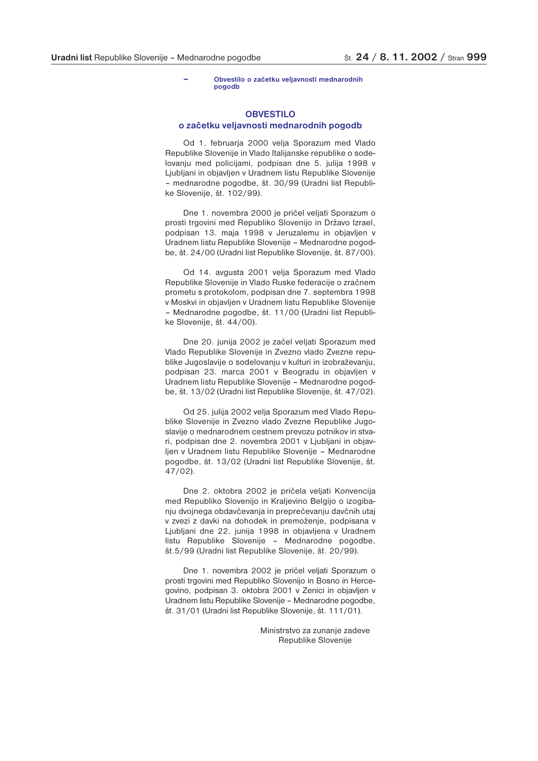– Obvestilo o začetku veljavnosti mednarodnih pogodb

## OBVESTILO
## o začetku veljavnosti mednarodnih pogodb

Od 1. februarja 2000 velja Sporazum med Vlado Republike Slovenije in Vlado Italijanske republike o sodelovanju med policijami, podpisan dne 5. julija 1998 v Ljubljani in objavljen v Uradnem listu Republike Slovenije – mednarodne pogodbe, št. 30/99 (Uradni list Republike Slovenije, št. 102/99).

Dne 1. novembra 2000 je pričel veljati Sporazum o prosti trgovini med Republiko Slovenijo in Državo Izrael, podpisan 13. maja 1998 v Jeruzalemu in objavljen v Uradnem listu Republike Slovenije – Mednarodne pogodbe, št. 24/00 (Uradni list Republike Slovenije, št. 87/00).

Od 14. avgusta 2001 velja Sporazum med Vlado Republike Slovenije in Vlado Ruske federacije o zračnem prometu s protokolom, podpisan dne 7. septembra 1998 v Moskvi in objavljen v Uradnem listu Republike Slovenije – Mednarodne pogodbe, št. 11/00 (Uradni list Republike Slovenije, št. 44/00).

Dne 20. junija 2002 je začel veljati Sporazum med Vlado Republike Slovenije in Zvezno vlado Zvezne republike Jugoslavije o sodelovanju v kulturi in izobraževanju, podpisan 23. marca 2001 v Beogradu in objavljen v Uradnem listu Republike Slovenije – Mednarodne pogodbe, št. 13/02 (Uradni list Republike Slovenije, št. 47/02).

Od 25. julija 2002 velja Sporazum med Vlado Republike Slovenije in Zvezno vlado Zvezne Republike Jugoslavije o mednarodnem cestnem prevozu potnikov in stvari, podpisan dne 2. novembra 2001 v Ljubljani in objavljen v Uradnem listu Republike Slovenije – Mednarodne pogodbe, št. 13/02 (Uradni list Republike Slovenije, št. 47/02).

Dne 2. oktobra 2002 je pričela veljati Konvencija med Republiko Slovenijo in Kraljevino Belgijo o izogibanju dvojnega obdavčevanja in preprečevanju davčnih utaj v zvezi z davki na dohodek in premoženje, podpisana v Ljubljani dne 22. junija 1998 in objavljena v Uradnem listu Republike Slovenije – Mednarodne pogodbe, št.5/99 (Uradni list Republike Slovenije, št. 20/99).

Dne 1. novembra 2002 je pričel veljati Sporazum o prosti trgovini med Republiko Slovenijo in Bosno in Hercegovino, podpisan 3. oktobra 2001 v Zenici in objavljen v Uradnem listu Republike Slovenije – Mednarodne pogodbe, št. 31/01 (Uradni list Republike Slovenije, št. 111/01).

Ministrstvo za zunanje zadeve
Republike Slovenije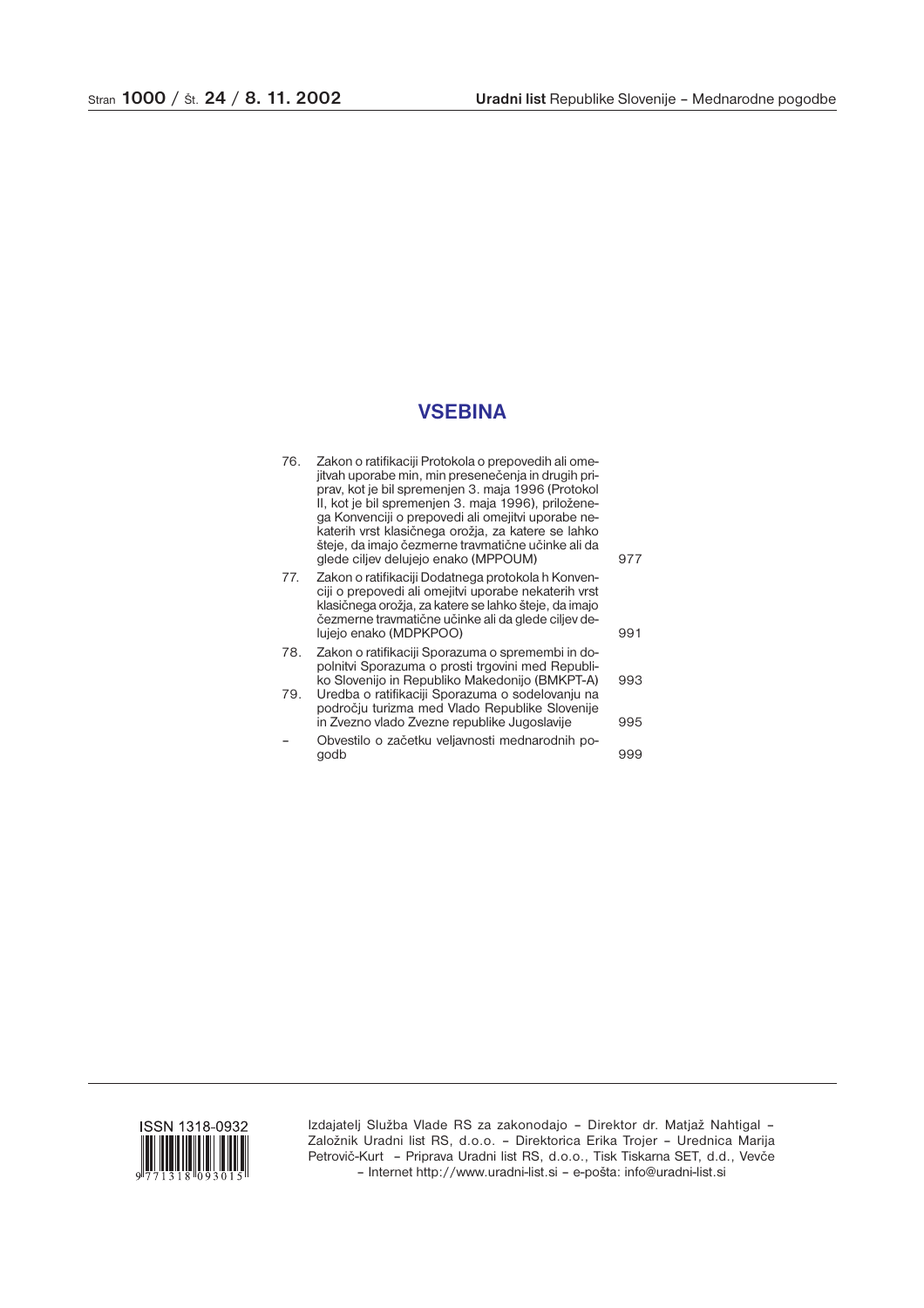# VSEBINA

| | | |
|---|---|---|
| 76. | Zakon o ratifikaciji Protokola o prepovedih ali omejitvah uporabe min, min presenečenja in drugih priprav, kot je bil spremenjen 3. maja 1996 (Protokol II, kot je bil spremenjen 3. maja 1996), priloženega Konvenciji o prepovedi ali omejitvi uporabe nekaterih vrst klasičnega orožja, za katere se lahko šteje, da imajo čezmerne travmatične učinke ali da glede ciljev delujejo enako (MPPOUM) | 977 |
| 77. | Zakon o ratifikaciji Dodatnega protokola h Konvenciji o prepovedi ali omejitvi uporabe nekaterih vrst klasičnega orožja, za katere se lahko šteje, da imajo čezmerne travmatične učinke ali da glede ciljev delujejo enako (MDPKPOO) | 991 |
| 78. | Zakon o ratifikaciji Sporazuma o spremembi in dopolnitvi Sporazuma o prosti trgovini med Republiko Slovenijo in Republiko Makedonijo (BMKPT-A) | 993 |
| 79. | Uredba o ratifikaciji Sporazuma o sodelovanju na področju turizma med Vlado Republike Slovenije in Zvezno vlado Zvezne republike Jugoslavije | 995 |
| – | Obvestilo o začetku veljavnosti mednarodnih pogodb | 999 |

ISSN 1318-0932

Izdajatelj Služba Vlade RS za zakonodajo – Direktor dr. Matjaž Nahtigal – Založnik Uradni list RS, d.o.o. – Direktorica Erika Trojer – Urednica Marija Petrovič-Kurt – Priprava Uradni list RS, d.o.o., Tisk Tiskarna SET, d.d., Vevče – Internet http://www.uradni-list.si – e-pošta: info@uradni-list.si